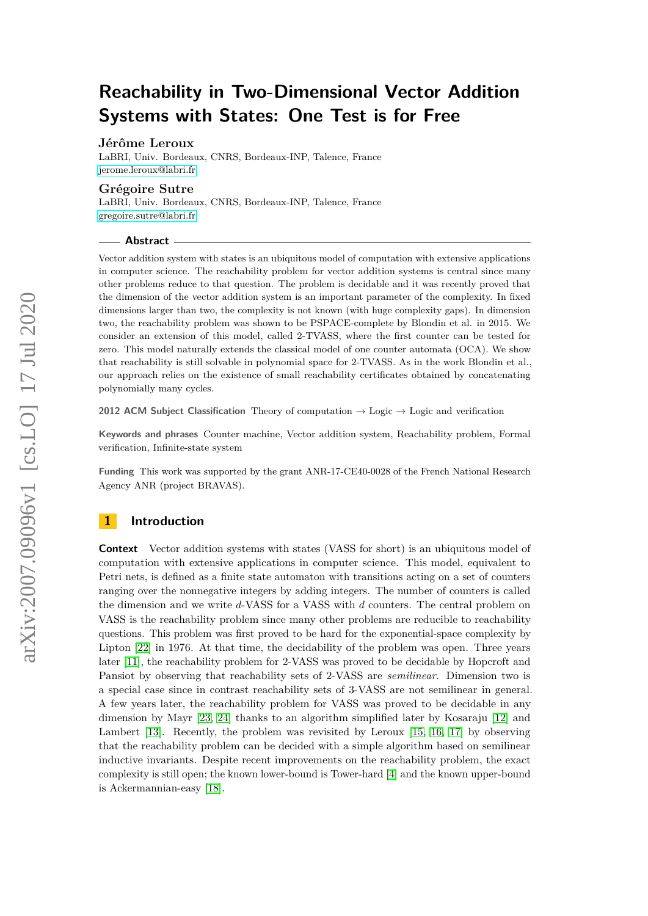# Reachability in Two-Dimensional Vector Addition Systems with States: One Test is for Free

**Jérôme Leroux**
LaBRI, Univ. Bordeaux, CNRS, Bordeaux-INP, Talence, France
jerome.leroux@labri.fr

**Grégoire Sutre**
LaBRI, Univ. Bordeaux, CNRS, Bordeaux-INP, Talence, France
gregoire.sutre@labri.fr

## Abstract

Vector addition system with states is an ubiquitous model of computation with extensive applications in computer science. The reachability problem for vector addition systems is central since many other problems reduce to that question. The problem is decidable and it was recently proved that the dimension of the vector addition system is an important parameter of the complexity. In fixed dimensions larger than two, the complexity is not known (with huge complexity gaps). In dimension two, the reachability problem was shown to be PSPACE-complete by Blondin et al. in 2015. We consider an extension of this model, called 2-TVASS, where the first counter can be tested for zero. This model naturally extends the classical model of one counter automata (OCA). We show that reachability is still solvable in polynomial space for 2-TVASS. As in the work Blondin et al., our approach relies on the existence of small reachability certificates obtained by concatenating polynomially many cycles.

**2012 ACM Subject Classification** Theory of computation → Logic → Logic and verification

**Keywords and phrases** Counter machine, Vector addition system, Reachability problem, Formal verification, Infinite-state system

**Funding** This work was supported by the grant ANR-17-CE40-0028 of the French National Research Agency ANR (project BRAVAS).

## 1 Introduction

**Context** Vector addition systems with states (VASS for short) is an ubiquitous model of computation with extensive applications in computer science. This model, equivalent to Petri nets, is defined as a finite state automaton with transitions acting on a set of counters ranging over the nonnegative integers by adding integers. The number of counters is called the dimension and we write $d$-VASS for a VASS with $d$ counters. The central problem on VASS is the reachability problem since many other problems are reducible to reachability questions. This problem was first proved to be hard for the exponential-space complexity by Lipton [22] in 1976. At that time, the decidability of the problem was open. Three years later [11], the reachability problem for 2-VASS was proved to be decidable by Hopcroft and Pansiot by observing that reachability sets of 2-VASS are *semilinear*. Dimension two is a special case since in contrast reachability sets of 3-VASS are not semilinear in general. A few years later, the reachability problem for VASS was proved to be decidable in any dimension by Mayr [23, 24] thanks to an algorithm simplified later by Kosaraju [12] and Lambert [13]. Recently, the problem was revisited by Leroux [15, 16, 17] by observing that the reachability problem can be decided with a simple algorithm based on semilinear inductive invariants. Despite recent improvements on the reachability problem, the exact complexity is still open; the known lower-bound is Tower-hard [4] and the known upper-bound is Ackermannian-easy [18].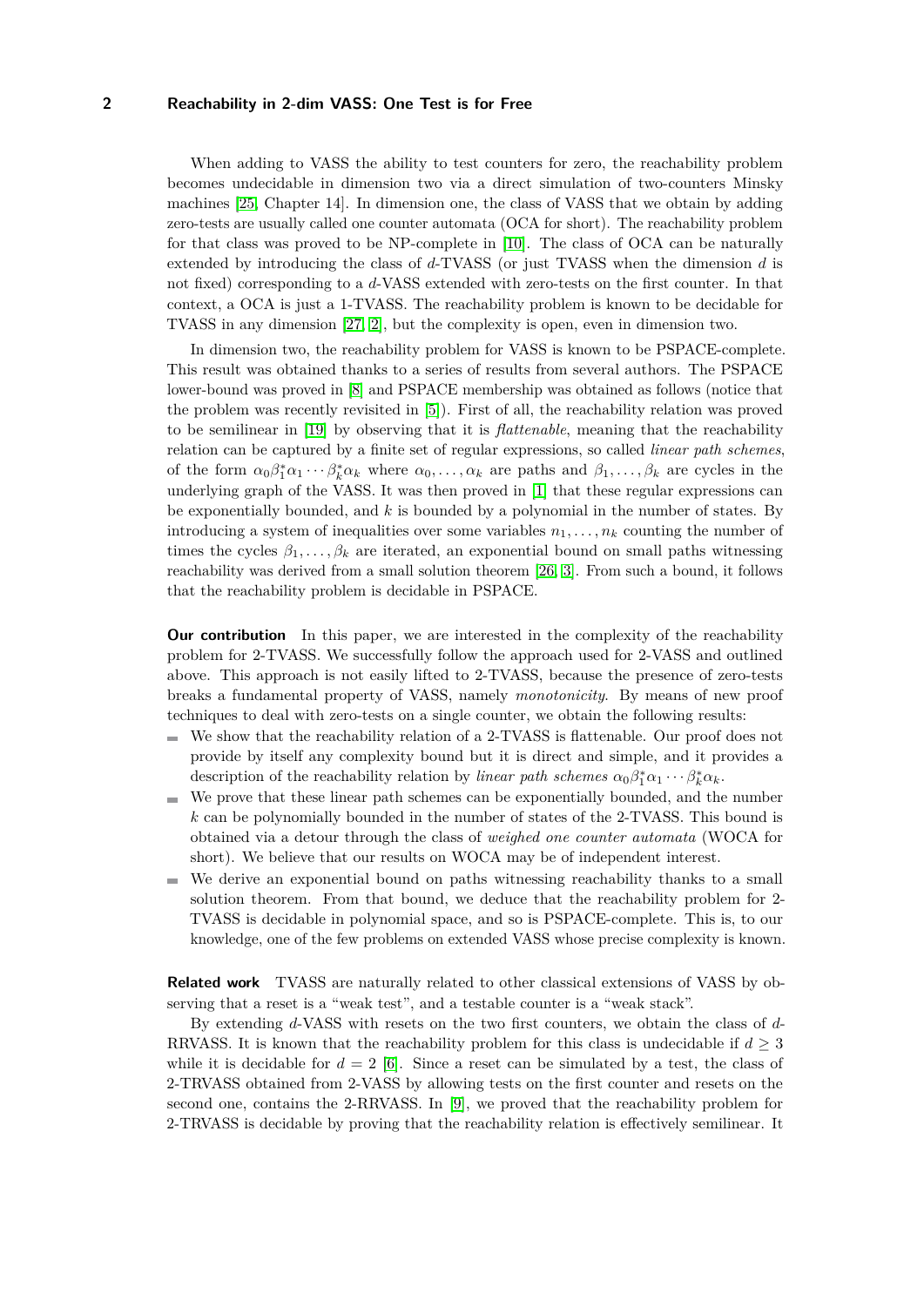When adding to VASS the ability to test counters for zero, the reachability problem becomes undecidable in dimension two via a direct simulation of two-counters Minsky machines [25, Chapter 14]. In dimension one, the class of VASS that we obtain by adding zero-tests are usually called one counter automata (OCA for short). The reachability problem for that class was proved to be NP-complete in [10]. The class of OCA can be naturally extended by introducing the class of $d$-TVASS (or just TVASS when the dimension $d$ is not fixed) corresponding to a $d$-VASS extended with zero-tests on the first counter. In that context, a OCA is just a 1-TVASS. The reachability problem is known to be decidable for TVASS in any dimension [27, 2], but the complexity is open, even in dimension two.

In dimension two, the reachability problem for VASS is known to be PSPACE-complete. This result was obtained thanks to a series of results from several authors. The PSPACE lower-bound was proved in [8] and PSPACE membership was obtained as follows (notice that the problem was recently revisited in [5]). First of all, the reachability relation was proved to be semilinear in [19] by observing that it is *flattenable*, meaning that the reachability relation can be captured by a finite set of regular expressions, so called *linear path schemes*, of the form $\alpha_0\beta_1^*\alpha_1\cdots\beta_k^*\alpha_k$ where $\alpha_0,\ldots,\alpha_k$ are paths and $\beta_1,\ldots,\beta_k$ are cycles in the underlying graph of the VASS. It was then proved in [1] that these regular expressions can be exponentially bounded, and $k$ is bounded by a polynomial in the number of states. By introducing a system of inequalities over some variables $n_1,\ldots,n_k$ counting the number of times the cycles $\beta_1,\ldots,\beta_k$ are iterated, an exponential bound on small paths witnessing reachability was derived from a small solution theorem [26, 3]. From such a bound, it follows that the reachability problem is decidable in PSPACE.

**Our contribution** In this paper, we are interested in the complexity of the reachability problem for 2-TVASS. We successfully follow the approach used for 2-VASS and outlined above. This approach is not easily lifted to 2-TVASS, because the presence of zero-tests breaks a fundamental property of VASS, namely *monotonicity*. By means of new proof techniques to deal with zero-tests on a single counter, we obtain the following results:

- We show that the reachability relation of a 2-TVASS is flattenable. Our proof does not provide by itself any complexity bound but it is direct and simple, and it provides a description of the reachability relation by *linear path schemes* $\alpha_0\beta_1^*\alpha_1\cdots\beta_k^*\alpha_k$.
- We prove that these linear path schemes can be exponentially bounded, and the number $k$ can be polynomially bounded in the number of states of the 2-TVASS. This bound is obtained via a detour through the class of *weighed one counter automata* (WOCA for short). We believe that our results on WOCA may be of independent interest.
- We derive an exponential bound on paths witnessing reachability thanks to a small solution theorem. From that bound, we deduce that the reachability problem for 2-TVASS is decidable in polynomial space, and so is PSPACE-complete. This is, to our knowledge, one of the few problems on extended VASS whose precise complexity is known.

**Related work** TVASS are naturally related to other classical extensions of VASS by observing that a reset is a "weak test", and a testable counter is a "weak stack".

By extending $d$-VASS with resets on the two first counters, we obtain the class of $d$-RRVASS. It is known that the reachability problem for this class is undecidable if $d \geq 3$ while it is decidable for $d = 2$ [6]. Since a reset can be simulated by a test, the class of 2-TRVASS obtained from 2-VASS by allowing tests on the first counter and resets on the second one, contains the 2-RRVASS. In [9], we proved that the reachability problem for 2-TRVASS is decidable by proving that the reachability relation is effectively semilinear. It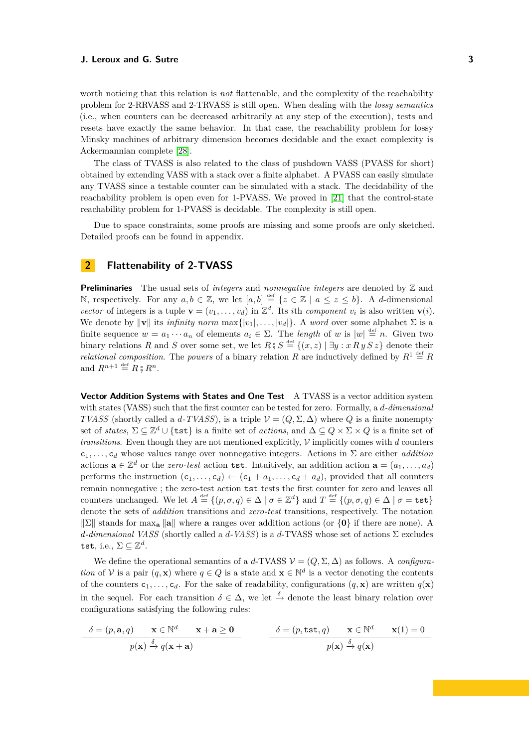worth noticing that this relation is *not* flattenable, and the complexity of the reachability problem for 2-RRVASS and 2-TRVASS is still open. When dealing with the *lossy semantics* (i.e., when counters can be decreased arbitrarily at any step of the execution), tests and resets have exactly the same behavior. In that case, the reachability problem for lossy Minsky machines of arbitrary dimension becomes decidable and the exact complexity is Ackermannian complete [28].

The class of TVASS is also related to the class of pushdown VASS (PVASS for short) obtained by extending VASS with a stack over a finite alphabet. A PVASS can easily simulate any TVASS since a testable counter can be simulated with a stack. The decidability of the reachability problem is open even for 1-PVASS. We proved in [21] that the control-state reachability problem for 1-PVASS is decidable. The complexity is still open.

Due to space constraints, some proofs are missing and some proofs are only sketched. Detailed proofs can be found in appendix.

## 2 Flattenability of 2-TVASS

**Preliminaries** The usual sets of *integers* and *nonnegative integers* are denoted by $\mathbb{Z}$ and $\mathbb{N}$, respectively. For any $a, b \in \mathbb{Z}$, we let $[a, b] \stackrel{\text{def}}{=} \{z \in \mathbb{Z} \mid a \leq z \leq b\}$. A $d$-dimensional *vector* of integers is a tuple $\mathbf{v} = (v_1, \ldots, v_d)$ in $\mathbb{Z}^d$. Its $i$th *component* $v_i$ is also written $\mathbf{v}(i)$. We denote by $\|\mathbf{v}\|$ its *infinity norm* $\max\{|v_1|, \ldots, |v_d|\}$. A *word* over some alphabet $\Sigma$ is a finite sequence $w = a_1 \cdots a_n$ of elements $a_i \in \Sigma$. The *length* of $w$ is $|w| \stackrel{\text{def}}{=} n$. Given two binary relations $R$ and $S$ over some set, we let $R \mathbin{;} S \stackrel{\text{def}}{=} \{(x, z) \mid \exists y : x \, R \, y \, S \, z\}$ denote their *relational composition*. The *powers* of a binary relation $R$ are inductively defined by $R^1 \stackrel{\text{def}}{=} R$ and $R^{n+1} \stackrel{\text{def}}{=} R \mathbin{;} R^n$.

**Vector Addition Systems with States and One Test** A TVASS is a vector addition system with states (VASS) such that the first counter can be tested for zero. Formally, a *d-dimensional TVASS* (shortly called a *d-TVASS*), is a triple $\mathcal{V} = (Q, \Sigma, \Delta)$ where $Q$ is a finite nonempty set of *states*, $\Sigma \subseteq \mathbb{Z}^d \cup \{\mathtt{tst}\}$ is a finite set of *actions*, and $\Delta \subseteq Q \times \Sigma \times Q$ is a finite set of *transitions*. Even though they are not mentioned explicitly, $\mathcal{V}$ implicitly comes with $d$ counters $\mathsf{c}_1, \ldots, \mathsf{c}_d$ whose values range over nonnegative integers. Actions in $\Sigma$ are either *addition* actions $\mathbf{a} \in \mathbb{Z}^d$ or the *zero-test* action $\mathtt{tst}$. Intuitively, an addition action $\mathbf{a} = (a_1, \ldots, a_d)$ performs the instruction $(\mathsf{c}_1, \ldots, \mathsf{c}_d) \leftarrow (\mathsf{c}_1 + a_1, \ldots, \mathsf{c}_d + a_d)$, provided that all counters remain nonnegative ; the zero-test action $\mathtt{tst}$ tests the first counter for zero and leaves all counters unchanged. We let $A \stackrel{\text{def}}{=} \{(p, \sigma, q) \in \Delta \mid \sigma \in \mathbb{Z}^d\}$ and $T \stackrel{\text{def}}{=} \{(p, \sigma, q) \in \Delta \mid \sigma = \mathtt{tst}\}$ denote the sets of *addition* and *zero-test* transitions, respectively. The notation $\|\Sigma\|$ stands for $\max_{\mathbf{a}} \|\mathbf{a}\|$ where $\mathbf{a}$ ranges over addition actions (or $\{\mathbf{0}\}$ if there are none). A *d-dimensional VASS* (shortly called a *d-VASS*) is a $d$-TVASS whose set of actions $\Sigma$ excludes $\mathtt{tst}$, i.e., $\Sigma \subseteq \mathbb{Z}^d$.

We define the operational semantics of a $d$-TVASS $\mathcal{V} = (Q, \Sigma, \Delta)$ as follows. A *configuration* of $\mathcal{V}$ is a pair $(q, \mathbf{x})$ where $q \in Q$ is a state and $\mathbf{x} \in \mathbb{N}^d$ is a vector denoting the contents of the counters $\mathsf{c}_1, \ldots, \mathsf{c}_d$. For the sake of readability, configurations $(q, \mathbf{x})$ are written $q(\mathbf{x})$ in the sequel. For each transition $\delta \in \Delta$, we let $\xrightarrow{\delta}$ denote the least binary relation over configurations satisfying the following rules:

$$\frac{\delta = (p, \mathbf{a}, q) \qquad \mathbf{x} \in \mathbb{N}^d \qquad \mathbf{x} + \mathbf{a} \geq \mathbf{0}}{p(\mathbf{x}) \xrightarrow{\delta} q(\mathbf{x} + \mathbf{a})} \qquad\qquad \frac{\delta = (p, \mathtt{tst}, q) \qquad \mathbf{x} \in \mathbb{N}^d \qquad \mathbf{x}(1) = 0}{p(\mathbf{x}) \xrightarrow{\delta} q(\mathbf{x})}$$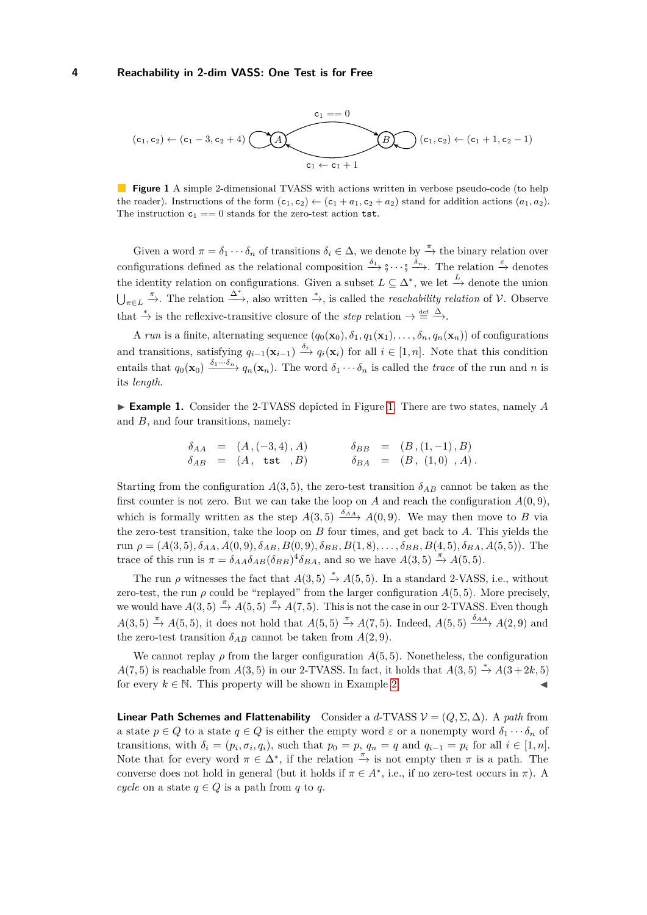$(\mathtt{c}_1, \mathtt{c}_2) \leftarrow (\mathtt{c}_1 - 3, \mathtt{c}_2 + 4)$ $A$ $\mathtt{c}_1 == 0$ $B$ $(\mathtt{c}_1, \mathtt{c}_2) \leftarrow (\mathtt{c}_1 + 1, \mathtt{c}_2 - 1)$ $\mathtt{c}_1 \leftarrow \mathtt{c}_1 + 1$

**Figure 1** A simple 2-dimensional TVASS with actions written in verbose pseudo-code (to help the reader). Instructions of the form $(\mathtt{c}_1, \mathtt{c}_2) \leftarrow (\mathtt{c}_1 + a_1, \mathtt{c}_2 + a_2)$ stand for addition actions $(a_1, a_2)$. The instruction $\mathtt{c}_1 == 0$ stands for the zero-test action $\mathtt{tst}$.

Given a word $\pi = \delta_1 \cdots \delta_n$ of transitions $\delta_i \in \Delta$, we denote by $\xrightarrow{\pi}$ the binary relation over configurations defined as the relational composition $\xrightarrow{\delta_1} \circ \cdots \circ \xrightarrow{\delta_n}$. The relation $\xrightarrow{\varepsilon}$ denotes the identity relation on configurations. Given a subset $L \subseteq \Delta^*$, we let $\xrightarrow{L}$ denote the union $\bigcup_{\pi \in L} \xrightarrow{\pi}$. The relation $\xrightarrow{\Delta^*}$, also written $\xrightarrow{*}$, is called the *reachability relation* of $\mathcal{V}$. Observe that $\xrightarrow{*}$ is the reflexive-transitive closure of the *step* relation $\rightarrow \stackrel{\text{def}}{=} \xrightarrow{\Delta}$.

A *run* is a finite, alternating sequence $(q_0(\mathbf{x}_0), \delta_1, q_1(\mathbf{x}_1), \ldots, \delta_n, q_n(\mathbf{x}_n))$ of configurations and transitions, satisfying $q_{i-1}(\mathbf{x}_{i-1}) \xrightarrow{\delta_i} q_i(\mathbf{x}_i)$ for all $i \in [1, n]$. Note that this condition entails that $q_0(\mathbf{x}_0) \xrightarrow{\delta_1 \cdots \delta_n} q_n(\mathbf{x}_n)$. The word $\delta_1 \cdots \delta_n$ is called the *trace* of the run and $n$ is its *length*.

▶ **Example 1.** Consider the 2-TVASS depicted in Figure 1. There are two states, namely $A$ and $B$, and four transitions, namely:

$$\begin{array}{rclcrcl} \delta_{AA} & = & (A\,, (-3,4)\,, A) & \qquad & \delta_{BB} & = & (B\,, (1,-1)\,, B) \\ \delta_{AB} & = & (A\,, \ \mathtt{tst} \ \,, B) & \qquad & \delta_{BA} & = & (B\,, \ (1,0) \ \,, A)\,. \end{array}$$

Starting from the configuration $A(3,5)$, the zero-test transition $\delta_{AB}$ cannot be taken as the first counter is not zero. But we can take the loop on $A$ and reach the configuration $A(0,9)$, which is formally written as the step $A(3,5) \xrightarrow{\delta_{AA}} A(0,9)$. We may then move to $B$ via the zero-test transition, take the loop on $B$ four times, and get back to $A$. This yields the run $\rho = (A(3,5), \delta_{AA}, A(0,9), \delta_{AB}, B(0,9), \delta_{BB}, B(1,8), \ldots, \delta_{BB}, B(4,5), \delta_{BA}, A(5,5))$. The trace of this run is $\pi = \delta_{AA}\delta_{AB}(\delta_{BB})^4\delta_{BA}$, and so we have $A(3,5) \xrightarrow{\pi} A(5,5)$.

The run $\rho$ witnesses the fact that $A(3,5) \xrightarrow{*} A(5,5)$. In a standard 2-VASS, i.e., without zero-test, the run $\rho$ could be "replayed" from the larger configuration $A(5,5)$. More precisely, we would have $A(3,5) \xrightarrow{\pi} A(5,5) \xrightarrow{\pi} A(7,5)$. This is not the case in our 2-TVASS. Even though $A(3,5) \xrightarrow{\pi} A(5,5)$, it does not hold that $A(5,5) \xrightarrow{\pi} A(7,5)$. Indeed, $A(5,5) \xrightarrow{\delta_{AA}} A(2,9)$ and the zero-test transition $\delta_{AB}$ cannot be taken from $A(2,9)$.

We cannot replay $\rho$ from the larger configuration $A(5,5)$. Nonetheless, the configuration $A(7,5)$ is reachable from $A(3,5)$ in our 2-TVASS. In fact, it holds that $A(3,5) \xrightarrow{*} A(3+2k,5)$ for every $k \in \mathbb{N}$. This property will be shown in Example 2. ◀

**Linear Path Schemes and Flattenability** Consider a $d$-TVASS $\mathcal{V} = (Q, \Sigma, \Delta)$. A *path* from a state $p \in Q$ to a state $q \in Q$ is either the empty word $\varepsilon$ or a nonempty word $\delta_1 \cdots \delta_n$ of transitions, with $\delta_i = (p_i, \sigma_i, q_i)$, such that $p_0 = p$, $q_n = q$ and $q_{i-1} = p_i$ for all $i \in [1, n]$. Note that for every word $\pi \in \Delta^*$, if the relation $\xrightarrow{\pi}$ is not empty then $\pi$ is a path. The converse does not hold in general (but it holds if $\pi \in A^*$, i.e., if no zero-test occurs in $\pi$). A *cycle* on a state $q \in Q$ is a path from $q$ to $q$.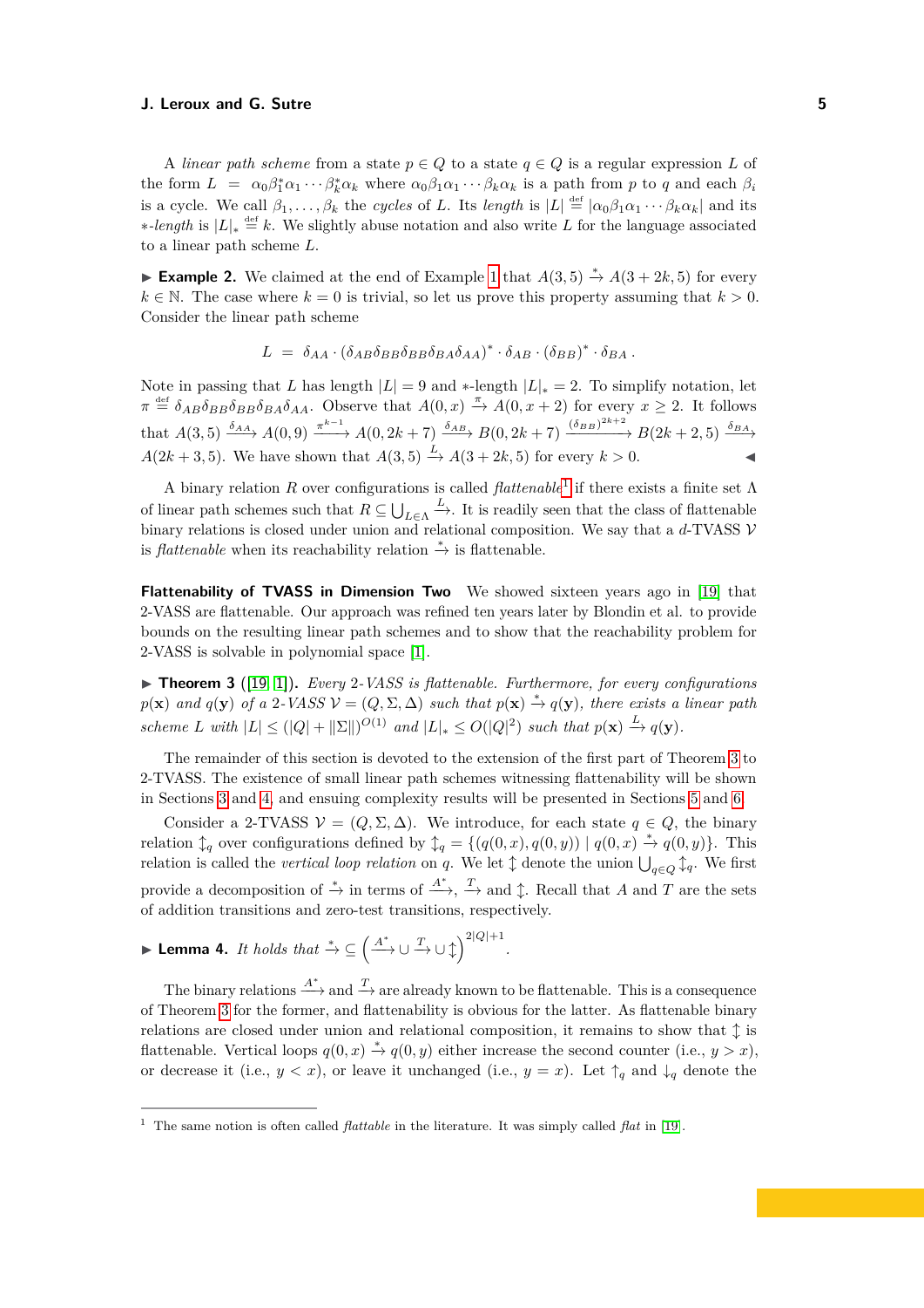A *linear path scheme* from a state $p \in Q$ to a state $q \in Q$ is a regular expression $L$ of the form $L = \alpha_0\beta_1^*\alpha_1 \cdots \beta_k^*\alpha_k$ where $\alpha_0\beta_1\alpha_1 \cdots \beta_k\alpha_k$ is a path from $p$ to $q$ and each $\beta_i$ is a cycle. We call $\beta_1, \dots, \beta_k$ the *cycles* of $L$. Its *length* is $|L| \stackrel{\text{def}}{=} |\alpha_0\beta_1\alpha_1 \cdots \beta_k\alpha_k|$ and its $*$*-length* is $|L|_* \stackrel{\text{def}}{=} k$. We slightly abuse notation and also write $L$ for the language associated to a linear path scheme $L$.

▶ **Example 2.** We claimed at the end of Example 1 that $A(3,5) \xrightarrow{*} A(3+2k,5)$ for every $k \in \mathbb{N}$. The case where $k = 0$ is trivial, so let us prove this property assuming that $k > 0$. Consider the linear path scheme

$$L \;=\; \delta_{AA} \cdot (\delta_{AB}\delta_{BB}\delta_{BB}\delta_{BA}\delta_{AA})^* \cdot \delta_{AB} \cdot (\delta_{BB})^* \cdot \delta_{BA} \,.$$

Note in passing that $L$ has length $|L| = 9$ and $*$-length $|L|_* = 2$. To simplify notation, let $\pi \stackrel{\text{def}}{=} \delta_{AB}\delta_{BB}\delta_{BB}\delta_{BA}\delta_{AA}$. Observe that $A(0,x) \xrightarrow{\pi} A(0,x+2)$ for every $x \geq 2$. It follows that $A(3,5) \xrightarrow{\delta_{AA}} A(0,9) \xrightarrow{\pi^{k-1}} A(0,2k+7) \xrightarrow{\delta_{AB}} B(0,2k+7) \xrightarrow{(\delta_{BB})^{2k+2}} B(2k+2,5) \xrightarrow{\delta_{BA}} A(2k+3,5)$. We have shown that $A(3,5) \xrightarrow{L} A(3+2k,5)$ for every $k > 0$. ◀

A binary relation $R$ over configurations is called *flattenable*[1] if there exists a finite set $\Lambda$ of linear path schemes such that $R \subseteq \bigcup_{L\in\Lambda} \xrightarrow{L}$. It is readily seen that the class of flattenable binary relations is closed under union and relational composition. We say that a $d$-TVASS $\mathcal{V}$ is *flattenable* when its reachability relation $\xrightarrow{*}$ is flattenable.

**Flattenability of TVASS in Dimension Two** We showed sixteen years ago in [19] that 2-VASS are flattenable. Our approach was refined ten years later by Blondin et al. to provide bounds on the resulting linear path schemes and to show that the reachability problem for 2-VASS is solvable in polynomial space [1].

▶ **Theorem 3** ([19, 1]). *Every 2-VASS is flattenable. Furthermore, for every configurations $p(\mathbf{x})$ and $q(\mathbf{y})$ of a 2-VASS $\mathcal{V} = (Q, \Sigma, \Delta)$ such that $p(\mathbf{x}) \xrightarrow{*} q(\mathbf{y})$, there exists a linear path scheme $L$ with $|L| \leq (|Q| + \|\Sigma\|)^{O(1)}$ and $|L|_* \leq O(|Q|^2)$ such that $p(\mathbf{x}) \xrightarrow{L} q(\mathbf{y})$.*

The remainder of this section is devoted to the extension of the first part of Theorem 3 to 2-TVASS. The existence of small linear path schemes witnessing flattenability will be shown in Sections 3 and 4, and ensuing complexity results will be presented in Sections 5 and 6.

Consider a 2-TVASS $\mathcal{V} = (Q, \Sigma, \Delta)$. We introduce, for each state $q \in Q$, the binary relation $\updownarrow_q$ over configurations defined by $\updownarrow_q = \{(q(0,x), q(0,y)) \mid q(0,x) \xrightarrow{*} q(0,y)\}$. This relation is called the *vertical loop relation* on $q$. We let $\updownarrow$ denote the union $\bigcup_{q\in Q} \updownarrow_q$. We first provide a decomposition of $\xrightarrow{*}$ in terms of $\xrightarrow{A^*}$, $\xrightarrow{T}$ and $\updownarrow$. Recall that $A$ and $T$ are the sets of addition transitions and zero-test transitions, respectively.

▶ **Lemma 4.** *It holds that* $\xrightarrow{*} \subseteq \left(\xrightarrow{A^*} \cup \xrightarrow{T} \cup \updownarrow\right)^{2|Q|+1}$.

The binary relations $\xrightarrow{A^*}$ and $\xrightarrow{T}$ are already known to be flattenable. This is a consequence of Theorem 3 for the former, and flattenability is obvious for the latter. As flattenable binary relations are closed under union and relational composition, it remains to show that $\updownarrow$ is flattenable. Vertical loops $q(0,x) \xrightarrow{*} q(0,y)$ either increase the second counter (i.e., $y > x$), or decrease it (i.e., $y < x$), or leave it unchanged (i.e., $y = x$). Let $\uparrow_q$ and $\downarrow_q$ denote the

[1] The same notion is often called *flattable* in the literature. It was simply called *flat* in [19].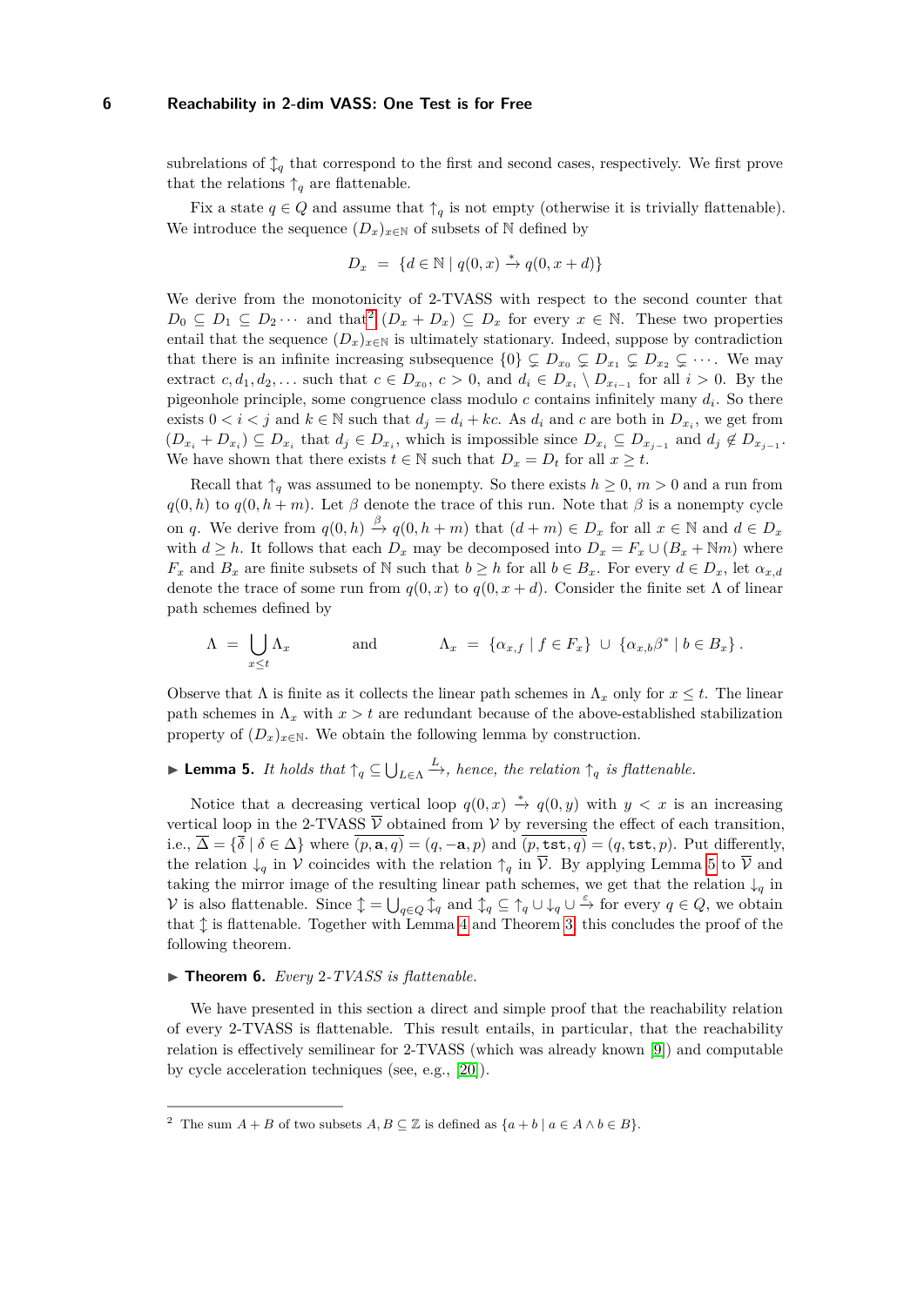subrelations of $\updownarrow_q$ that correspond to the first and second cases, respectively. We first prove that the relations $\uparrow_q$ are flattenable.

Fix a state $q \in Q$ and assume that $\uparrow_q$ is not empty (otherwise it is trivially flattenable). We introduce the sequence $(D_x)_{x\in\mathbb{N}}$ of subsets of $\mathbb{N}$ defined by

$$D_x \;=\; \{d \in \mathbb{N} \mid q(0,x) \xrightarrow{*} q(0, x+d)\}$$

We derive from the monotonicity of 2-TVASS with respect to the second counter that $D_0 \subseteq D_1 \subseteq D_2 \cdots$ and that[2] $(D_x + D_x) \subseteq D_x$ for every $x \in \mathbb{N}$. These two properties entail that the sequence $(D_x)_{x\in\mathbb{N}}$ is ultimately stationary. Indeed, suppose by contradiction that there is an infinite increasing subsequence $\{0\} \subsetneq D_{x_0} \subsetneq D_{x_1} \subsetneq D_{x_2} \subsetneq \cdots$. We may extract $c, d_1, d_2, \ldots$ such that $c \in D_{x_0}$, $c > 0$, and $d_i \in D_{x_i} \setminus D_{x_{i-1}}$ for all $i > 0$. By the pigeonhole principle, some congruence class modulo $c$ contains infinitely many $d_i$. So there exists $0 < i < j$ and $k \in \mathbb{N}$ such that $d_j = d_i + kc$. As $d_i$ and $c$ are both in $D_{x_i}$, we get from $(D_{x_i} + D_{x_i}) \subseteq D_{x_i}$ that $d_j \in D_{x_i}$, which is impossible since $D_{x_i} \subseteq D_{x_{j-1}}$ and $d_j \notin D_{x_{j-1}}$. We have shown that there exists $t \in \mathbb{N}$ such that $D_x = D_t$ for all $x \geq t$.

Recall that $\uparrow_q$ was assumed to be nonempty. So there exists $h \geq 0$, $m > 0$ and a run from $q(0,h)$ to $q(0,h+m)$. Let $\beta$ denote the trace of this run. Note that $\beta$ is a nonempty cycle on $q$. We derive from $q(0,h) \xrightarrow{\beta} q(0,h+m)$ that $(d+m) \in D_x$ for all $x \in \mathbb{N}$ and $d \in D_x$ with $d \geq h$. It follows that each $D_x$ may be decomposed into $D_x = F_x \cup (B_x + \mathbb{N}m)$ where $F_x$ and $B_x$ are finite subsets of $\mathbb{N}$ such that $b \geq h$ for all $b \in B_x$. For every $d \in D_x$, let $\alpha_{x,d}$ denote the trace of some run from $q(0,x)$ to $q(0,x+d)$. Consider the finite set $\Lambda$ of linear path schemes defined by

$$\Lambda \;=\; \bigcup_{x\leq t} \Lambda_x \qquad\qquad \text{and} \qquad\qquad \Lambda_x \;=\; \{\alpha_{x,f} \mid f \in F_x\} \;\cup\; \{\alpha_{x,b}\beta^* \mid b \in B_x\}\,.$$

Observe that $\Lambda$ is finite as it collects the linear path schemes in $\Lambda_x$ only for $x \leq t$. The linear path schemes in $\Lambda_x$ with $x > t$ are redundant because of the above-established stabilization property of $(D_x)_{x\in\mathbb{N}}$. We obtain the following lemma by construction.

▶ **Lemma 5.** *It holds that $\uparrow_q \subseteq \bigcup_{L\in\Lambda} \xrightarrow{L}$, hence, the relation $\uparrow_q$ is flattenable.*

Notice that a decreasing vertical loop $q(0,x) \xrightarrow{*} q(0,y)$ with $y < x$ is an increasing vertical loop in the 2-TVASS $\overline{\mathcal{V}}$ obtained from $\mathcal{V}$ by reversing the effect of each transition, i.e., $\overline{\Delta} = \{\overline{\delta} \mid \delta \in \Delta\}$ where $\overline{(p, \mathbf{a}, q)} = (q, -\mathbf{a}, p)$ and $\overline{(p, \mathtt{tst}, q)} = (q, \mathtt{tst}, p)$. Put differently, the relation $\downarrow_q$ in $\mathcal{V}$ coincides with the relation $\uparrow_q$ in $\overline{\mathcal{V}}$. By applying Lemma 5 to $\overline{\mathcal{V}}$ and taking the mirror image of the resulting linear path schemes, we get that the relation $\downarrow_q$ in $\mathcal{V}$ is also flattenable. Since $\updownarrow = \bigcup_{q\in Q} \updownarrow_q$ and $\updownarrow_q \subseteq \uparrow_q \cup \downarrow_q \cup \xrightarrow{\varepsilon}$ for every $q \in Q$, we obtain that $\updownarrow$ is flattenable. Together with Lemma 4 and Theorem 3, this concludes the proof of the following theorem.

▶ **Theorem 6.** *Every 2-TVASS is flattenable.*

We have presented in this section a direct and simple proof that the reachability relation of every 2-TVASS is flattenable. This result entails, in particular, that the reachability relation is effectively semilinear for 2-TVASS (which was already known [9]) and computable by cycle acceleration techniques (see, e.g., [20]).

---

[2] The sum $A + B$ of two subsets $A, B \subseteq \mathbb{Z}$ is defined as $\{a + b \mid a \in A \wedge b \in B\}$.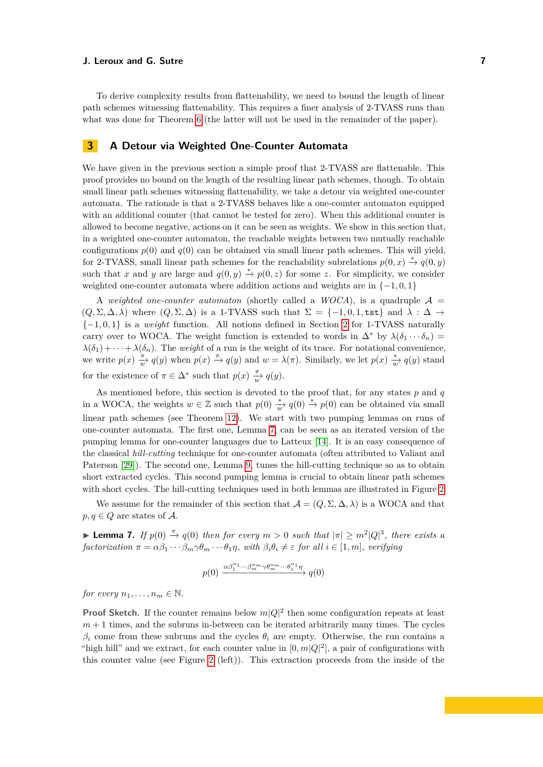To derive complexity results from flattenability, we need to bound the length of linear path schemes witnessing flattenability. This requires a finer analysis of 2-TVASS runs than what was done for Theorem 6 (the latter will not be used in the remainder of the paper).

## 3 A Detour via Weighted One-Counter Automata

We have given in the previous section a simple proof that 2-TVASS are flattenable. This proof provides no bound on the length of the resulting linear path schemes, though. To obtain small linear path schemes witnessing flattenability, we take a detour via weighted one-counter automata. The rationale is that a 2-TVASS behaves like a one-counter automaton equipped with an additional counter (that cannot be tested for zero). When this additional counter is allowed to become negative, actions on it can be seen as weights. We show in this section that, in a weighted one-counter automaton, the reachable weights between two mutually reachable configurations $p(0)$ and $q(0)$ can be obtained via small linear path schemes. This will yield, for 2-TVASS, small linear path schemes for the reachability subrelations $p(0,x) \xrightarrow{*} q(0,y)$ such that $x$ and $y$ are large and $q(0,y) \xrightarrow{*} p(0,z)$ for some $z$. For simplicity, we consider weighted one-counter automata where addition actions and weights are in $\{-1,0,1\}$

A *weighted one-counter automaton* (shortly called a *WOCA*), is a quadruple $\mathcal{A} = (Q,\Sigma,\Delta,\lambda)$ where $(Q,\Sigma,\Delta)$ is a 1-TVASS such that $\Sigma = \{-1,0,1,\mathtt{tst}\}$ and $\lambda : \Delta \to \{-1,0,1\}$ is a *weight* function. All notions defined in Section 2 for 1-TVASS naturally carry over to WOCA. The weight function is extended to words in $\Delta^*$ by $\lambda(\delta_1 \cdots \delta_n) = \lambda(\delta_1) + \cdots + \lambda(\delta_n)$. The *weight* of a run is the weight of its trace. For notational convenience, we write $p(x) \xrightarrow[w]{\pi} q(y)$ when $p(x) \xrightarrow{\pi} q(y)$ and $w = \lambda(\pi)$. Similarly, we let $p(x) \xrightarrow[w]{*} q(y)$ stand for the existence of $\pi \in \Delta^*$ such that $p(x) \xrightarrow[w]{\pi} q(y)$.

As mentioned before, this section is devoted to the proof that, for any states $p$ and $q$ in a WOCA, the weights $w \in \mathbb{Z}$ such that $p(0) \xrightarrow[w]{*} q(0) \xrightarrow{*} p(0)$ can be obtained via small linear path schemes (see Theorem 12). We start with two pumping lemmas on runs of one-counter automata. The first one, Lemma 7, can be seen as an iterated version of the pumping lemma for one-counter languages due to Latteux [14]. It is an easy consequence of the classical *hill-cutting* technique for one-counter automata (often attributed to Valiant and Paterson [29]). The second one, Lemma 9, tunes the hill-cutting technique so as to obtain short extracted cycles. This second pumping lemma is crucial to obtain linear path schemes with short cycles. The hill-cutting techniques used in both lemmas are illustrated in Figure 2.

We assume for the remainder of this section that $\mathcal{A} = (Q,\Sigma,\Delta,\lambda)$ is a WOCA and that $p,q \in Q$ are states of $\mathcal{A}$.

**Lemma 7.** *If $p(0) \xrightarrow{\pi} q(0)$ then for every $m > 0$ such that $|\pi| \geq m^2|Q|^3$, there exists a factorization $\pi = \alpha\beta_1 \cdots \beta_m\gamma\theta_m \cdots \theta_1\eta$, with $\beta_i\theta_i \neq \varepsilon$ for all $i \in [1,m]$, verifying*

$$p(0) \xrightarrow{\alpha\beta_1^{n_1}\cdots\beta_m^{n_m}\gamma\theta_m^{n_m}\cdots\theta_1^{n_1}\eta} q(0)$$

*for every $n_1,\ldots,n_m \in \mathbb{N}$.*

**Proof Sketch.** If the counter remains below $m|Q|^2$ then some configuration repeats at least $m+1$ times, and the subruns in-between can be iterated arbitrarily many times. The cycles $\beta_i$ come from these subruns and the cycles $\theta_i$ are empty. Otherwise, the run contains a "high hill" and we extract, for each counter value in $[0,m|Q|^2]$, a pair of configurations with this counter value (see Figure 2 (left)). This extraction proceeds from the inside of the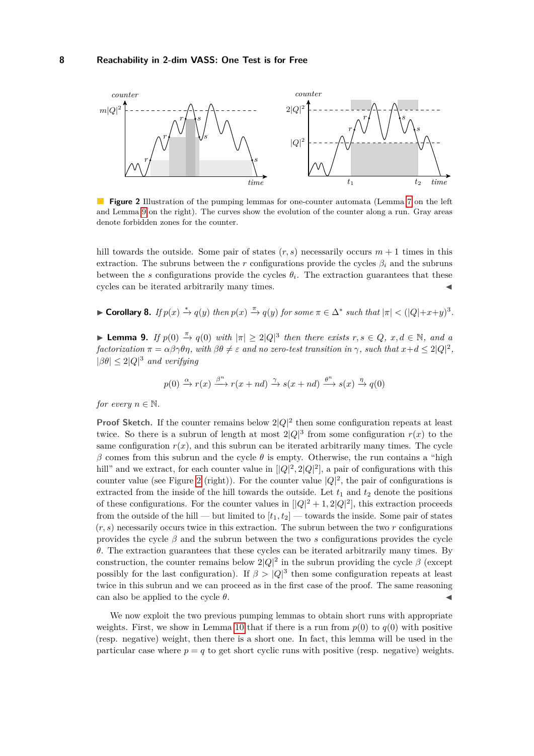**Figure 2** Illustration of the pumping lemmas for one-counter automata (Lemma 7 on the left and Lemma 9 on the right). The curves show the evolution of the counter along a run. Gray areas denote forbidden zones for the counter.

hill towards the outside. Some pair of states $(r, s)$ necessarily occurs $m + 1$ times in this extraction. The subruns between the $r$ configurations provide the cycles $\beta_i$ and the subruns between the $s$ configurations provide the cycles $\theta_i$. The extraction guarantees that these cycles can be iterated arbitrarily many times. ◀

▶ **Corollary 8.** *If* $p(x) \xrightarrow{*} q(y)$ *then* $p(x) \xrightarrow{\pi} q(y)$ *for some* $\pi \in \Delta^*$ *such that* $|\pi| < (|Q|+x+y)^3$.

▶ **Lemma 9.** *If* $p(0) \xrightarrow{\pi} q(0)$ *with* $|\pi| \geq 2|Q|^3$ *then there exists* $r, s \in Q$, $x, d \in \mathbb{N}$, *and a factorization* $\pi = \alpha\beta\gamma\theta\eta$, *with* $\beta\theta \neq \varepsilon$ *and no zero-test transition in* $\gamma$, *such that* $x+d \leq 2|Q|^2$, $|\beta\theta| \leq 2|Q|^3$ *and verifying*

$$p(0) \xrightarrow{\alpha} r(x) \xrightarrow{\beta^n} r(x + nd) \xrightarrow{\gamma} s(x + nd) \xrightarrow{\theta^n} s(x) \xrightarrow{\eta} q(0)$$

*for every* $n \in \mathbb{N}$.

**Proof Sketch.** If the counter remains below $2|Q|^2$ then some configuration repeats at least twice. So there is a subrun of length at most $2|Q|^3$ from some configuration $r(x)$ to the same configuration $r(x)$, and this subrun can be iterated arbitrarily many times. The cycle $\beta$ comes from this subrun and the cycle $\theta$ is empty. Otherwise, the run contains a "high hill" and we extract, for each counter value in $[|Q|^2, 2|Q|^2]$, a pair of configurations with this counter value (see Figure 2 (right)). For the counter value $|Q|^2$, the pair of configurations is extracted from the inside of the hill towards the outside. Let $t_1$ and $t_2$ denote the positions of these configurations. For the counter values in $[|Q|^2 + 1, 2|Q|^2]$, this extraction proceeds from the outside of the hill — but limited to $[t_1, t_2]$ — towards the inside. Some pair of states $(r, s)$ necessarily occurs twice in this extraction. The subrun between the two $r$ configurations provides the cycle $\beta$ and the subrun between the two $s$ configurations provides the cycle $\theta$. The extraction guarantees that these cycles can be iterated arbitrarily many times. By construction, the counter remains below $2|Q|^2$ in the subrun providing the cycle $\beta$ (except possibly for the last configuration). If $\beta > |Q|^3$ then some configuration repeats at least twice in this subrun and we can proceed as in the first case of the proof. The same reasoning can also be applied to the cycle $\theta$. ◀

We now exploit the two previous pumping lemmas to obtain short runs with appropriate weights. First, we show in Lemma 10 that if there is a run from $p(0)$ to $q(0)$ with positive (resp. negative) weight, then there is a short one. In fact, this lemma will be used in the particular case where $p = q$ to get short cyclic runs with positive (resp. negative) weights.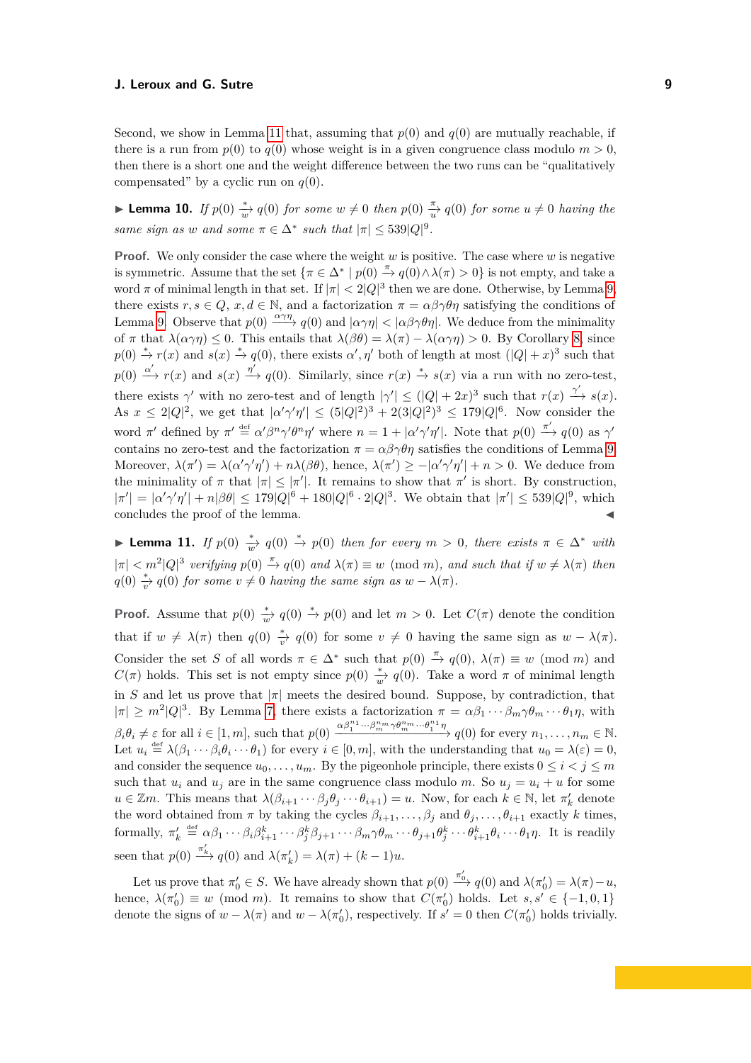Second, we show in Lemma 11 that, assuming that $p(0)$ and $q(0)$ are mutually reachable, if there is a run from $p(0)$ to $q(0)$ whose weight is in a given congruence class modulo $m > 0$, then there is a short one and the weight difference between the two runs can be "qualitatively compensated" by a cyclic run on $q(0)$.

▶ **Lemma 10.** *If $p(0) \xrightarrow[w]{*} q(0)$ for some $w \neq 0$ then $p(0) \xrightarrow[u]{\pi} q(0)$ for some $u \neq 0$ having the same sign as $w$ and some $\pi \in \Delta^*$ such that $|\pi| \leq 539|Q|^9$.*

**Proof.** We only consider the case where the weight $w$ is positive. The case where $w$ is negative is symmetric. Assume that the set $\{\pi \in \Delta^* \mid p(0) \xrightarrow{\pi} q(0) \wedge \lambda(\pi) > 0\}$ is not empty, and take a word $\pi$ of minimal length in that set. If $|\pi| < 2|Q|^3$ then we are done. Otherwise, by Lemma 9, there exists $r, s \in Q$, $x, d \in \mathbb{N}$, and a factorization $\pi = \alpha\beta\gamma\theta\eta$ satisfying the conditions of Lemma 9. Observe that $p(0) \xrightarrow{\alpha\gamma\eta} q(0)$ and $|\alpha\gamma\eta| < |\alpha\beta\gamma\theta\eta|$. We deduce from the minimality of $\pi$ that $\lambda(\alpha\gamma\eta) \leq 0$. This entails that $\lambda(\beta\theta) = \lambda(\pi) - \lambda(\alpha\gamma\eta) > 0$. By Corollary 8, since $p(0) \xrightarrow{*} r(x)$ and $s(x) \xrightarrow{*} q(0)$, there exists $\alpha', \eta'$ both of length at most $(|Q| + x)^3$ such that $p(0) \xrightarrow{\alpha'} r(x)$ and $s(x) \xrightarrow{\eta'} q(0)$. Similarly, since $r(x) \xrightarrow{*} s(x)$ via a run with no zero-test, there exists $\gamma'$ with no zero-test and of length $|\gamma'| \leq (|Q| + 2x)^3$ such that $r(x) \xrightarrow{\gamma'} s(x)$. As $x \leq 2|Q|^2$, we get that $|\alpha'\gamma'\eta'| \leq (5|Q|^2)^3 + 2(3|Q|^2)^3 \leq 179|Q|^6$. Now consider the word $\pi'$ defined by $\pi' \stackrel{\text{def}}{=} \alpha'\beta^n\gamma'\theta^n\eta'$ where $n = 1 + |\alpha'\gamma'\eta'|$. Note that $p(0) \xrightarrow{\pi'} q(0)$ as $\gamma'$ contains no zero-test and the factorization $\pi = \alpha\beta\gamma\theta\eta$ satisfies the conditions of Lemma 9. Moreover, $\lambda(\pi') = \lambda(\alpha'\gamma'\eta') + n\lambda(\beta\theta)$, hence, $\lambda(\pi') \geq -|\alpha'\gamma'\eta'| + n > 0$. We deduce from the minimality of $\pi$ that $|\pi| \leq |\pi'|$. It remains to show that $\pi'$ is short. By construction, $|\pi'| = |\alpha'\gamma'\eta'| + n|\beta\theta| \leq 179|Q|^6 + 180|Q|^6 \cdot 2|Q|^3$. We obtain that $|\pi'| \leq 539|Q|^9$, which concludes the proof of the lemma. ◀

▶ **Lemma 11.** *If $p(0) \xrightarrow[w]{*} q(0) \xrightarrow{*} p(0)$ then for every $m > 0$, there exists $\pi \in \Delta^*$ with $|\pi| < m^2|Q|^3$ verifying $p(0) \xrightarrow{\pi} q(0)$ and $\lambda(\pi) \equiv w \pmod{m}$, and such that if $w \neq \lambda(\pi)$ then $q(0) \xrightarrow[v]{*} q(0)$ for some $v \neq 0$ having the same sign as $w - \lambda(\pi)$.*

**Proof.** Assume that $p(0) \xrightarrow[w]{*} q(0) \xrightarrow{*} p(0)$ and let $m > 0$. Let $C(\pi)$ denote the condition that if $w \neq \lambda(\pi)$ then $q(0) \xrightarrow[v]{*} q(0)$ for some $v \neq 0$ having the same sign as $w - \lambda(\pi)$. Consider the set $S$ of all words $\pi \in \Delta^*$ such that $p(0) \xrightarrow{\pi} q(0)$, $\lambda(\pi) \equiv w \pmod{m}$ and $C(\pi)$ holds. This set is not empty since $p(0) \xrightarrow[w]{*} q(0)$. Take a word $\pi$ of minimal length in $S$ and let us prove that $|\pi|$ meets the desired bound. Suppose, by contradiction, that $|\pi| \geq m^2|Q|^3$. By Lemma 7, there exists a factorization $\pi = \alpha\beta_1 \cdots \beta_m\gamma\theta_m \cdots \theta_1\eta$, with $\beta_i\theta_i \neq \varepsilon$ for all $i \in [1, m]$, such that $p(0) \xrightarrow{\alpha\beta_1^{n_1} \cdots \beta_m^{n_m}\gamma\theta_m^{n_m} \cdots \theta_1^{n_1}\eta} q(0)$ for every $n_1, \ldots, n_m \in \mathbb{N}$. Let $u_i \stackrel{\text{def}}{=} \lambda(\beta_1 \cdots \beta_i\theta_i \cdots \theta_1)$ for every $i \in [0, m]$, with the understanding that $u_0 = \lambda(\varepsilon) = 0$, and consider the sequence $u_0, \ldots, u_m$. By the pigeonhole principle, there exists $0 \leq i < j \leq m$ such that $u_i$ and $u_j$ are in the same congruence class modulo $m$. So $u_j = u_i + u$ for some $u \in \mathbb{Z}m$. This means that $\lambda(\beta_{i+1} \cdots \beta_j\theta_j \cdots \theta_{i+1}) = u$. Now, for each $k \in \mathbb{N}$, let $\pi'_k$ denote the word obtained from $\pi$ by taking the cycles $\beta_{i+1}, \ldots, \beta_j$ and $\theta_j, \ldots, \theta_{i+1}$ exactly $k$ times, formally, $\pi'_k \stackrel{\text{def}}{=} \alpha\beta_1 \cdots \beta_i\beta_{i+1}^k \cdots \beta_j^k\beta_{j+1} \cdots \beta_m\gamma\theta_m \cdots \theta_{j+1}\theta_j^k \cdots \theta_{i+1}^k\theta_i \cdots \theta_1\eta$. It is readily seen that $p(0) \xrightarrow{\pi'_k} q(0)$ and $\lambda(\pi'_k) = \lambda(\pi) + (k-1)u$.

Let us prove that $\pi'_0 \in S$. We have already shown that $p(0) \xrightarrow{\pi'_0} q(0)$ and $\lambda(\pi'_0) = \lambda(\pi) - u$, hence, $\lambda(\pi'_0) \equiv w \pmod{m}$. It remains to show that $C(\pi'_0)$ holds. Let $s, s' \in \{-1, 0, 1\}$ denote the signs of $w - \lambda(\pi)$ and $w - \lambda(\pi'_0)$, respectively. If $s' = 0$ then $C(\pi'_0)$ holds trivially.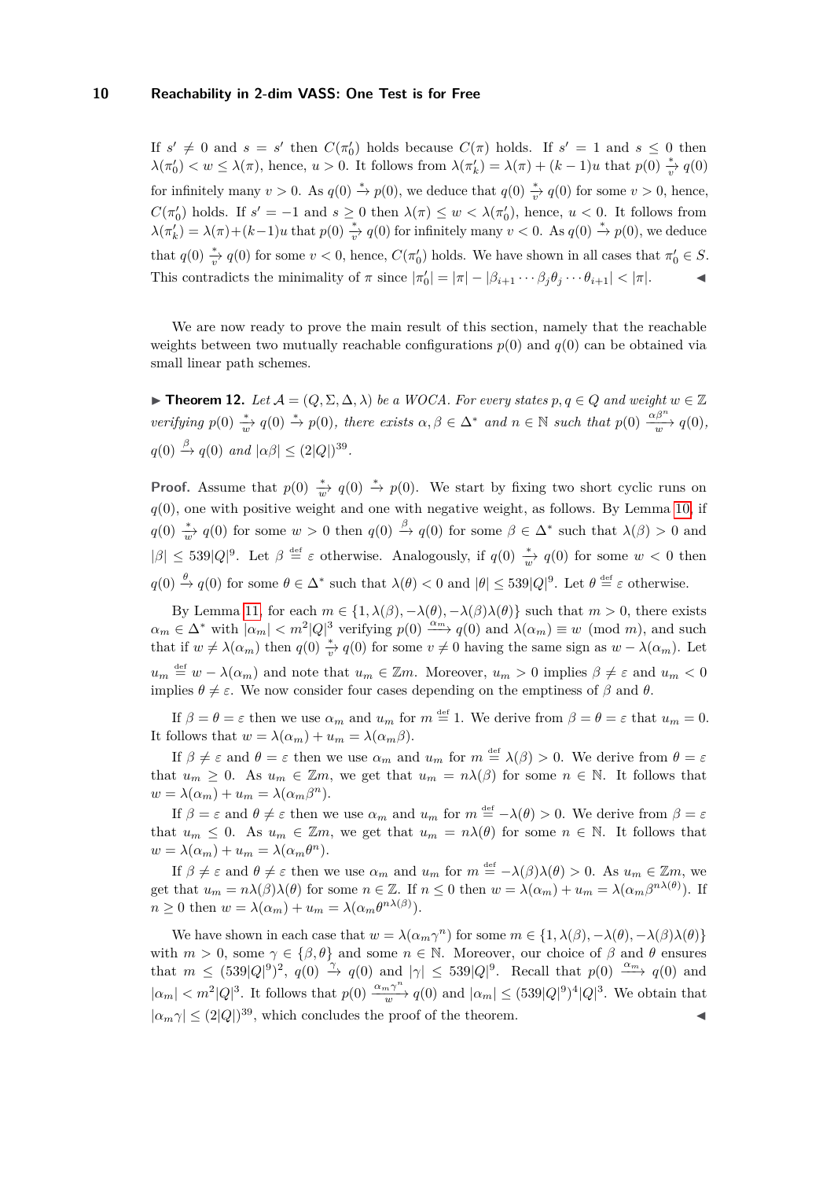If $s' \neq 0$ and $s = s'$ then $C(\pi'_0)$ holds because $C(\pi)$ holds. If $s' = 1$ and $s \leq 0$ then $\lambda(\pi'_0) < w \leq \lambda(\pi)$, hence, $u > 0$. It follows from $\lambda(\pi'_k) = \lambda(\pi) + (k-1)u$ that $p(0) \xrightarrow[v]{*} q(0)$ for infinitely many $v > 0$. As $q(0) \xrightarrow{*} p(0)$, we deduce that $q(0) \xrightarrow[v]{*} q(0)$ for some $v > 0$, hence, $C(\pi'_0)$ holds. If $s' = -1$ and $s \geq 0$ then $\lambda(\pi) \leq w < \lambda(\pi'_0)$, hence, $u < 0$. It follows from $\lambda(\pi'_k) = \lambda(\pi) + (k-1)u$ that $p(0) \xrightarrow[v]{*} q(0)$ for infinitely many $v < 0$. As $q(0) \xrightarrow{*} p(0)$, we deduce that $q(0) \xrightarrow[v]{*} q(0)$ for some $v < 0$, hence, $C(\pi'_0)$ holds. We have shown in all cases that $\pi'_0 \in S$. This contradicts the minimality of $\pi$ since $|\pi'_0| = |\pi| - |\beta_{i+1} \cdots \beta_j \theta_j \cdots \theta_{i+1}| < |\pi|$. ◀

We are now ready to prove the main result of this section, namely that the reachable weights between two mutually reachable configurations $p(0)$ and $q(0)$ can be obtained via small linear path schemes.

▶ **Theorem 12.** *Let $\mathcal{A} = (Q, \Sigma, \Delta, \lambda)$ be a WOCA. For every states $p, q \in Q$ and weight $w \in \mathbb{Z}$ verifying $p(0) \xrightarrow[w]{*} q(0) \xrightarrow{*} p(0)$, there exists $\alpha, \beta \in \Delta^*$ and $n \in \mathbb{N}$ such that $p(0) \xrightarrow[w]{\alpha\beta^n} q(0)$, $q(0) \xrightarrow{\beta} q(0)$ and $|\alpha\beta| \leq (2|Q|)^{39}$.*

**Proof.** Assume that $p(0) \xrightarrow[w]{*} q(0) \xrightarrow{*} p(0)$. We start by fixing two short cyclic runs on $q(0)$, one with positive weight and one with negative weight, as follows. By Lemma 10, if $q(0) \xrightarrow[w]{*} q(0)$ for some $w > 0$ then $q(0) \xrightarrow{\beta} q(0)$ for some $\beta \in \Delta^*$ such that $\lambda(\beta) > 0$ and $|\beta| \leq 539|Q|^9$. Let $\beta \stackrel{\text{def}}{=} \varepsilon$ otherwise. Analogously, if $q(0) \xrightarrow[w]{*} q(0)$ for some $w < 0$ then $q(0) \xrightarrow{\theta} q(0)$ for some $\theta \in \Delta^*$ such that $\lambda(\theta) < 0$ and $|\theta| \leq 539|Q|^9$. Let $\theta \stackrel{\text{def}}{=} \varepsilon$ otherwise.

By Lemma 11, for each $m \in \{1, \lambda(\beta), -\lambda(\theta), -\lambda(\beta)\lambda(\theta)\}$ such that $m > 0$, there exists $\alpha_m \in \Delta^*$ with $|\alpha_m| < m^2|Q|^3$ verifying $p(0) \xrightarrow{\alpha_m} q(0)$ and $\lambda(\alpha_m) \equiv w \pmod{m}$, and such that if $w \neq \lambda(\alpha_m)$ then $q(0) \xrightarrow[v]{*} q(0)$ for some $v \neq 0$ having the same sign as $w - \lambda(\alpha_m)$. Let $u_m \stackrel{\text{def}}{=} w - \lambda(\alpha_m)$ and note that $u_m \in \mathbb{Z}m$. Moreover, $u_m > 0$ implies $\beta \neq \varepsilon$ and $u_m < 0$ implies $\theta \neq \varepsilon$. We now consider four cases depending on the emptiness of $\beta$ and $\theta$.

If $\beta = \theta = \varepsilon$ then we use $\alpha_m$ and $u_m$ for $m \stackrel{\text{def}}{=} 1$. We derive from $\beta = \theta = \varepsilon$ that $u_m = 0$. It follows that $w = \lambda(\alpha_m) + u_m = \lambda(\alpha_m\beta)$.

If $\beta \neq \varepsilon$ and $\theta = \varepsilon$ then we use $\alpha_m$ and $u_m$ for $m \stackrel{\text{def}}{=} \lambda(\beta) > 0$. We derive from $\theta = \varepsilon$ that $u_m \geq 0$. As $u_m \in \mathbb{Z}m$, we get that $u_m = n\lambda(\beta)$ for some $n \in \mathbb{N}$. It follows that $w = \lambda(\alpha_m) + u_m = \lambda(\alpha_m\beta^n)$.

If $\beta = \varepsilon$ and $\theta \neq \varepsilon$ then we use $\alpha_m$ and $u_m$ for $m \stackrel{\text{def}}{=} -\lambda(\theta) > 0$. We derive from $\beta = \varepsilon$ that $u_m \leq 0$. As $u_m \in \mathbb{Z}m$, we get that $u_m = n\lambda(\theta)$ for some $n \in \mathbb{N}$. It follows that $w = \lambda(\alpha_m) + u_m = \lambda(\alpha_m\theta^n)$.

If $\beta \neq \varepsilon$ and $\theta \neq \varepsilon$ then we use $\alpha_m$ and $u_m$ for $m \stackrel{\text{def}}{=} -\lambda(\beta)\lambda(\theta) > 0$. As $u_m \in \mathbb{Z}m$, we get that $u_m = n\lambda(\beta)\lambda(\theta)$ for some $n \in \mathbb{Z}$. If $n \leq 0$ then $w = \lambda(\alpha_m) + u_m = \lambda(\alpha_m\beta^{n\lambda(\theta)})$. If $n \geq 0$ then $w = \lambda(\alpha_m) + u_m = \lambda(\alpha_m\theta^{n\lambda(\beta)})$.

We have shown in each case that $w = \lambda(\alpha_m\gamma^n)$ for some $m \in \{1, \lambda(\beta), -\lambda(\theta), -\lambda(\beta)\lambda(\theta)\}$ with $m > 0$, some $\gamma \in \{\beta, \theta\}$ and some $n \in \mathbb{N}$. Moreover, our choice of $\beta$ and $\theta$ ensures that $m \leq (539|Q|^9)^2$, $q(0) \xrightarrow{\gamma} q(0)$ and $|\gamma| \leq 539|Q|^9$. Recall that $p(0) \xrightarrow{\alpha_m} q(0)$ and $|\alpha_m| < m^2|Q|^3$. It follows that $p(0) \xrightarrow[w]{\alpha_m\gamma^n} q(0)$ and $|\alpha_m| \leq (539|Q|^9)^4|Q|^3$. We obtain that $|\alpha_m\gamma| \leq (2|Q|)^{39}$, which concludes the proof of the theorem. ◀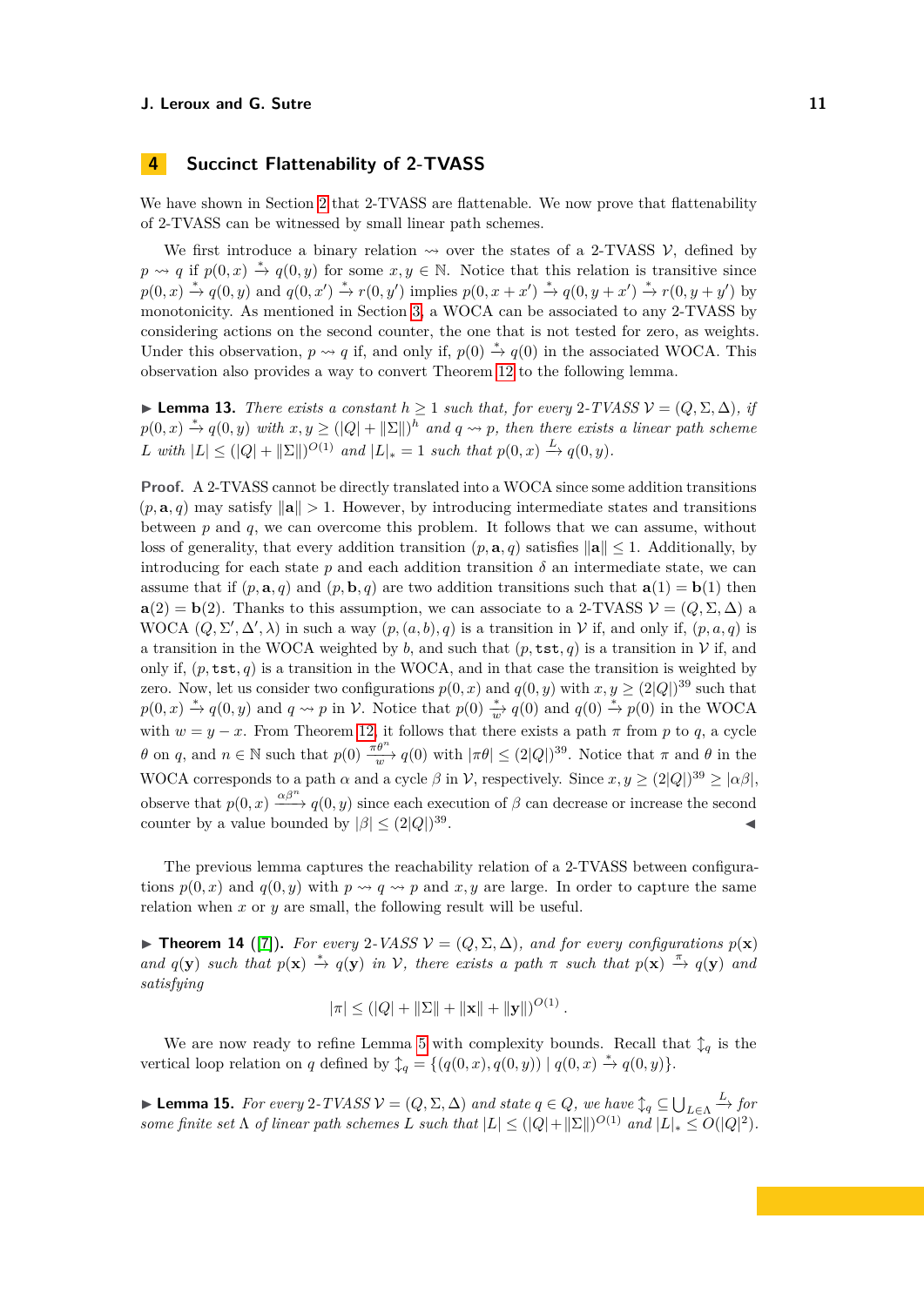## 4 Succinct Flattenability of 2-TVASS

We have shown in Section 2 that 2-TVASS are flattenable. We now prove that flattenability of 2-TVASS can be witnessed by small linear path schemes.

We first introduce a binary relation $\rightsquigarrow$ over the states of a 2-TVASS $\mathcal{V}$, defined by $p \rightsquigarrow q$ if $p(0,x) \xrightarrow{*} q(0,y)$ for some $x, y \in \mathbb{N}$. Notice that this relation is transitive since $p(0,x) \xrightarrow{*} q(0,y)$ and $q(0,x') \xrightarrow{*} r(0,y')$ implies $p(0,x+x') \xrightarrow{*} q(0,y+x') \xrightarrow{*} r(0,y+y')$ by monotonicity. As mentioned in Section 3, a WOCA can be associated to any 2-TVASS by considering actions on the second counter, the one that is not tested for zero, as weights. Under this observation, $p \rightsquigarrow q$ if, and only if, $p(0) \xrightarrow{*} q(0)$ in the associated WOCA. This observation also provides a way to convert Theorem 12 to the following lemma.

▶ **Lemma 13.** *There exists a constant $h \geq 1$ such that, for every 2-TVASS $\mathcal{V} = (Q, \Sigma, \Delta)$, if $p(0,x) \xrightarrow{*} q(0,y)$ with $x, y \geq (|Q| + \|\Sigma\|)^h$ and $q \rightsquigarrow p$, then there exists a linear path scheme $L$ with $|L| \leq (|Q| + \|\Sigma\|)^{O(1)}$ and $|L|_* = 1$ such that $p(0,x) \xrightarrow{L} q(0,y)$.*

**Proof.** A 2-TVASS cannot be directly translated into a WOCA since some addition transitions $(p, \mathbf{a}, q)$ may satisfy $\|\mathbf{a}\| > 1$. However, by introducing intermediate states and transitions between $p$ and $q$, we can overcome this problem. It follows that we can assume, without loss of generality, that every addition transition $(p, \mathbf{a}, q)$ satisfies $\|\mathbf{a}\| \leq 1$. Additionally, by introducing for each state $p$ and each addition transition $\delta$ an intermediate state, we can assume that if $(p, \mathbf{a}, q)$ and $(p, \mathbf{b}, q)$ are two addition transitions such that $\mathbf{a}(1) = \mathbf{b}(1)$ then $\mathbf{a}(2) = \mathbf{b}(2)$. Thanks to this assumption, we can associate to a 2-TVASS $\mathcal{V} = (Q, \Sigma, \Delta)$ a WOCA $(Q, \Sigma', \Delta', \lambda)$ in such a way $(p, (a,b), q)$ is a transition in $\mathcal{V}$ if, and only if, $(p, a, q)$ is a transition in the WOCA weighted by $b$, and such that $(p, \mathtt{tst}, q)$ is a transition in $\mathcal{V}$ if, and only if, $(p, \mathtt{tst}, q)$ is a transition in the WOCA, and in that case the transition is weighted by zero. Now, let us consider two configurations $p(0,x)$ and $q(0,y)$ with $x, y \geq (2|Q|)^{39}$ such that $p(0,x) \xrightarrow{*} q(0,y)$ and $q \rightsquigarrow p$ in $\mathcal{V}$. Notice that $p(0) \xrightarrow[w]{*} q(0)$ and $q(0) \xrightarrow{*} p(0)$ in the WOCA with $w = y - x$. From Theorem 12, it follows that there exists a path $\pi$ from $p$ to $q$, a cycle $\theta$ on $q$, and $n \in \mathbb{N}$ such that $p(0) \xrightarrow[w]{\pi\theta^n} q(0)$ with $|\pi\theta| \leq (2|Q|)^{39}$. Notice that $\pi$ and $\theta$ in the WOCA corresponds to a path $\alpha$ and a cycle $\beta$ in $\mathcal{V}$, respectively. Since $x, y \geq (2|Q|)^{39} \geq |\alpha\beta|$, observe that $p(0,x) \xrightarrow{\alpha\beta^n} q(0,y)$ since each execution of $\beta$ can decrease or increase the second counter by a value bounded by $|\beta| \leq (2|Q|)^{39}$. ◀

The previous lemma captures the reachability relation of a 2-TVASS between configurations $p(0,x)$ and $q(0,y)$ with $p \rightsquigarrow q \rightsquigarrow p$ and $x, y$ are large. In order to capture the same relation when $x$ or $y$ are small, the following result will be useful.

▶ **Theorem 14** ([7]). *For every 2-VASS $\mathcal{V} = (Q, \Sigma, \Delta)$, and for every configurations $p(\mathbf{x})$ and $q(\mathbf{y})$ such that $p(\mathbf{x}) \xrightarrow{*} q(\mathbf{y})$ in $\mathcal{V}$, there exists a path $\pi$ such that $p(\mathbf{x}) \xrightarrow{\pi} q(\mathbf{y})$ and satisfying*

$$|\pi| \leq (|Q| + \|\Sigma\| + \|\mathbf{x}\| + \|\mathbf{y}\|)^{O(1)}.$$

We are now ready to refine Lemma 5 with complexity bounds. Recall that $\updownarrow_q$ is the vertical loop relation on $q$ defined by $\updownarrow_q = \{(q(0,x), q(0,y)) \mid q(0,x) \xrightarrow{*} q(0,y)\}$.

▶ **Lemma 15.** *For every 2-TVASS $\mathcal{V} = (Q, \Sigma, \Delta)$ and state $q \in Q$, we have $\updownarrow_q \subseteq \bigcup_{L \in \Lambda} \xrightarrow{L}$ for some finite set $\Lambda$ of linear path schemes $L$ such that $|L| \leq (|Q| + \|\Sigma\|)^{O(1)}$ and $|L|_* \leq O(|Q|^2)$.*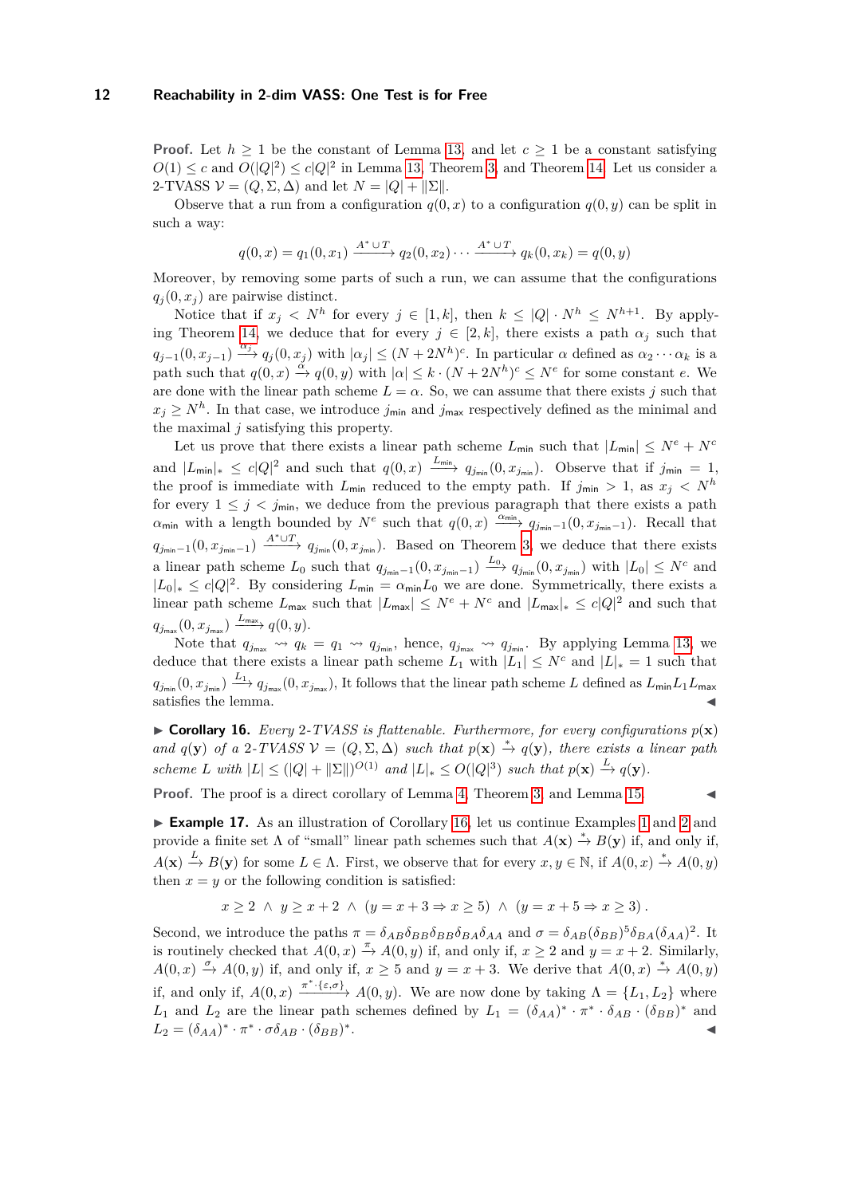**Proof.** Let $h \geq 1$ be the constant of Lemma 13, and let $c \geq 1$ be a constant satisfying $O(1) \leq c$ and $O(|Q|^2) \leq c|Q|^2$ in Lemma 13, Theorem 3, and Theorem 14. Let us consider a 2-TVASS $\mathcal{V} = (Q, \Sigma, \Delta)$ and let $N = |Q| + \|\Sigma\|$.

Observe that a run from a configuration $q(0,x)$ to a configuration $q(0,y)$ can be split in such a way:

$$q(0,x) = q_1(0,x_1) \xrightarrow{A^* \cup T} q_2(0,x_2) \cdots \xrightarrow{A^* \cup T} q_k(0,x_k) = q(0,y)$$

Moreover, by removing some parts of such a run, we can assume that the configurations $q_j(0,x_j)$ are pairwise distinct.

Notice that if $x_j < N^h$ for every $j \in [1,k]$, then $k \leq |Q| \cdot N^h \leq N^{h+1}$. By applying Theorem 14, we deduce that for every $j \in [2,k]$, there exists a path $\alpha_j$ such that $q_{j-1}(0,x_{j-1}) \xrightarrow{\alpha_j} q_j(0,x_j)$ with $|\alpha_j| \leq (N + 2N^h)^c$. In particular $\alpha$ defined as $\alpha_2 \cdots \alpha_k$ is a path such that $q(0,x) \xrightarrow{\alpha} q(0,y)$ with $|\alpha| \leq k \cdot (N + 2N^h)^c \leq N^e$ for some constant $e$. We are done with the linear path scheme $L = \alpha$. So, we can assume that there exists $j$ such that $x_j \geq N^h$. In that case, we introduce $j_{\mathsf{min}}$ and $j_{\mathsf{max}}$ respectively defined as the minimal and the maximal $j$ satisfying this property.

Let us prove that there exists a linear path scheme $L_{\mathsf{min}}$ such that $|L_{\mathsf{min}}| \leq N^e + N^c$ and $|L_{\mathsf{min}}|_* \leq c|Q|^2$ and such that $q(0,x) \xrightarrow{L_{\mathsf{min}}} q_{j_{\mathsf{min}}}(0,x_{j_{\mathsf{min}}})$. Observe that if $j_{\mathsf{min}} = 1$, the proof is immediate with $L_{\mathsf{min}}$ reduced to the empty path. If $j_{\mathsf{min}} > 1$, as $x_j < N^h$ for every $1 \leq j < j_{\mathsf{min}}$, we deduce from the previous paragraph that there exists a path $\alpha_{\mathsf{min}}$ with a length bounded by $N^e$ such that $q(0,x) \xrightarrow{\alpha_{\mathsf{min}}} q_{j_{\mathsf{min}}-1}(0,x_{j_{\mathsf{min}}-1})$. Recall that $q_{j_{\mathsf{min}}-1}(0,x_{j_{\mathsf{min}}-1}) \xrightarrow{A^* \cup T} q_{j_{\mathsf{min}}}(0,x_{j_{\mathsf{min}}})$. Based on Theorem 3, we deduce that there exists a linear path scheme $L_0$ such that $q_{j_{\mathsf{min}}-1}(0,x_{j_{\mathsf{min}}-1}) \xrightarrow{L_0} q_{j_{\mathsf{min}}}(0,x_{j_{\mathsf{min}}})$ with $|L_0| \leq N^c$ and $|L_0|_* \leq c|Q|^2$. By considering $L_{\mathsf{min}} = \alpha_{\mathsf{min}} L_0$ we are done. Symmetrically, there exists a linear path scheme $L_{\mathsf{max}}$ such that $|L_{\mathsf{max}}| \leq N^e + N^c$ and $|L_{\mathsf{max}}|_* \leq c|Q|^2$ and such that $q_{j_{\mathsf{max}}}(0,x_{j_{\mathsf{max}}}) \xrightarrow{L_{\mathsf{max}}} q(0,y)$.

Note that $q_{j_{\mathsf{max}}} \rightsquigarrow q_k = q_1 \rightsquigarrow q_{j_{\mathsf{min}}}$, hence, $q_{j_{\mathsf{max}}} \rightsquigarrow q_{j_{\mathsf{min}}}$. By applying Lemma 13, we deduce that there exists a linear path scheme $L_1$ with $|L_1| \leq N^c$ and $|L|_* = 1$ such that $q_{j_{\mathsf{min}}}(0,x_{j_{\mathsf{min}}}) \xrightarrow{L_1} q_{j_{\mathsf{max}}}(0,x_{j_{\mathsf{max}}})$, It follows that the linear path scheme $L$ defined as $L_{\mathsf{min}} L_1 L_{\mathsf{max}}$ satisfies the lemma. ◀

▶ **Corollary 16.** *Every 2-TVASS is flattenable. Furthermore, for every configurations $p(\mathbf{x})$ and $q(\mathbf{y})$ of a 2-TVASS $\mathcal{V} = (Q, \Sigma, \Delta)$ such that $p(\mathbf{x}) \xrightarrow{*} q(\mathbf{y})$, there exists a linear path scheme $L$ with $|L| \leq (|Q| + \|\Sigma\|)^{O(1)}$ and $|L|_* \leq O(|Q|^3)$ such that $p(\mathbf{x}) \xrightarrow{L} q(\mathbf{y})$.*

**Proof.** The proof is a direct corollary of Lemma 4, Theorem 3, and Lemma 15. ◀

▶ **Example 17.** As an illustration of Corollary 16, let us continue Examples 1 and 2 and provide a finite set $\Lambda$ of "small" linear path schemes such that $A(\mathbf{x}) \xrightarrow{*} B(\mathbf{y})$ if, and only if, $A(\mathbf{x}) \xrightarrow{L} B(\mathbf{y})$ for some $L \in \Lambda$. First, we observe that for every $x, y \in \mathbb{N}$, if $A(0,x) \xrightarrow{*} A(0,y)$ then $x = y$ or the following condition is satisfied:

$$x \geq 2 \ \wedge\ y \geq x+2 \ \wedge\ (y = x+3 \Rightarrow x \geq 5) \ \wedge\ (y = x+5 \Rightarrow x \geq 3)\,.$$

Second, we introduce the paths $\pi = \delta_{AB}\delta_{BB}\delta_{BB}\delta_{BA}\delta_{AA}$ and $\sigma = \delta_{AB}(\delta_{BB})^5\delta_{BA}(\delta_{AA})^2$. It is routinely checked that $A(0,x) \xrightarrow{\pi} A(0,y)$ if, and only if, $x \geq 2$ and $y = x+2$. Similarly, $A(0,x) \xrightarrow{\sigma} A(0,y)$ if, and only if, $x \geq 5$ and $y = x+3$. We derive that $A(0,x) \xrightarrow{*} A(0,y)$ if, and only if, $A(0,x) \xrightarrow{\pi^* \cdot \{\varepsilon, \sigma\}} A(0,y)$. We are now done by taking $\Lambda = \{L_1, L_2\}$ where $L_1$ and $L_2$ are the linear path schemes defined by $L_1 = (\delta_{AA})^* \cdot \pi^* \cdot \delta_{AB} \cdot (\delta_{BB})^*$ and $L_2 = (\delta_{AA})^* \cdot \pi^* \cdot \sigma\delta_{AB} \cdot (\delta_{BB})^*$. ◀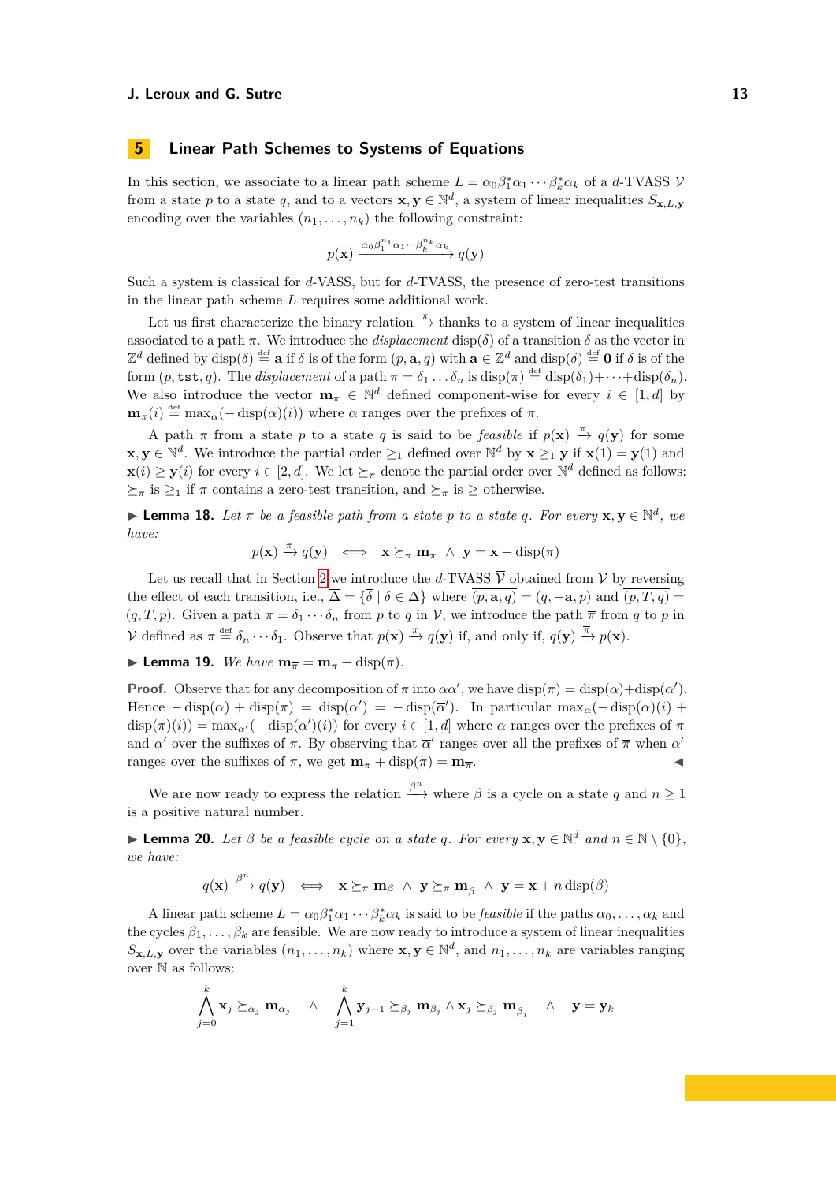# 5 Linear Path Schemes to Systems of Equations

In this section, we associate to a linear path scheme $L = \alpha_0\beta_1^*\alpha_1 \cdots \beta_k^*\alpha_k$ of a $d$-TVASS $\mathcal{V}$ from a state $p$ to a state $q$, and to a vectors $\mathbf{x}, \mathbf{y} \in \mathbb{N}^d$, a system of linear inequalities $S_{\mathbf{x},L,\mathbf{y}}$ encoding over the variables $(n_1, \ldots, n_k)$ the following constraint:

$$p(\mathbf{x}) \xrightarrow{\alpha_0\beta_1^{n_1}\alpha_1\cdots\beta_k^{n_k}\alpha_k} q(\mathbf{y})$$

Such a system is classical for $d$-VASS, but for $d$-TVASS, the presence of zero-test transitions in the linear path scheme $L$ requires some additional work.

Let us first characterize the binary relation $\xrightarrow{\pi}$ thanks to a system of linear inequalities associated to a path $\pi$. We introduce the *displacement* $\mathrm{disp}(\delta)$ of a transition $\delta$ as the vector in $\mathbb{Z}^d$ defined by $\mathrm{disp}(\delta) \stackrel{\text{def}}{=} \mathbf{a}$ if $\delta$ is of the form $(p, \mathbf{a}, q)$ with $\mathbf{a} \in \mathbb{Z}^d$ and $\mathrm{disp}(\delta) \stackrel{\text{def}}{=} \mathbf{0}$ if $\delta$ is of the form $(p, \mathtt{tst}, q)$. The *displacement* of a path $\pi = \delta_1 \ldots \delta_n$ is $\mathrm{disp}(\pi) \stackrel{\text{def}}{=} \mathrm{disp}(\delta_1)+\cdots+\mathrm{disp}(\delta_n)$. We also introduce the vector $\mathbf{m}_\pi \in \mathbb{N}^d$ defined component-wise for every $i \in [1, d]$ by $\mathbf{m}_\pi(i) \stackrel{\text{def}}{=} \max_\alpha(-\mathrm{disp}(\alpha)(i))$ where $\alpha$ ranges over the prefixes of $\pi$.

A path $\pi$ from a state $p$ to a state $q$ is said to be *feasible* if $p(\mathbf{x}) \xrightarrow{\pi} q(\mathbf{y})$ for some $\mathbf{x}, \mathbf{y} \in \mathbb{N}^d$. We introduce the partial order $\geq_1$ defined over $\mathbb{N}^d$ by $\mathbf{x} \geq_1 \mathbf{y}$ if $\mathbf{x}(1) = \mathbf{y}(1)$ and $\mathbf{x}(i) \geq \mathbf{y}(i)$ for every $i \in [2, d]$. We let $\succeq_\pi$ denote the partial order over $\mathbb{N}^d$ defined as follows: $\succeq_\pi$ is $\geq_1$ if $\pi$ contains a zero-test transition, and $\succeq_\pi$ is $\geq$ otherwise.

▶ **Lemma 18.** *Let $\pi$ be a feasible path from a state $p$ to a state $q$. For every $\mathbf{x}, \mathbf{y} \in \mathbb{N}^d$, we have:*

$$p(\mathbf{x}) \xrightarrow{\pi} q(\mathbf{y}) \iff \mathbf{x} \succeq_\pi \mathbf{m}_\pi \ \wedge \ \mathbf{y} = \mathbf{x} + \mathrm{disp}(\pi)$$

Let us recall that in Section 2 we introduce the $d$-TVASS $\overline{\mathcal{V}}$ obtained from $\mathcal{V}$ by reversing the effect of each transition, i.e., $\overline{\Delta} = \{\overline{\delta} \mid \delta \in \Delta\}$ where $\overline{(p, \mathbf{a}, q)} = (q, -\mathbf{a}, p)$ and $\overline{(p, T, q)} = (q, T, p)$. Given a path $\pi = \delta_1 \cdots \delta_n$ from $p$ to $q$ in $\mathcal{V}$, we introduce the path $\overline{\pi}$ from $q$ to $p$ in $\overline{\mathcal{V}}$ defined as $\overline{\pi} \stackrel{\text{def}}{=} \overline{\delta_n} \cdots \overline{\delta_1}$. Observe that $p(\mathbf{x}) \xrightarrow{\pi} q(\mathbf{y})$ if, and only if, $q(\mathbf{y}) \xrightarrow{\overline{\pi}} p(\mathbf{x})$.

▶ **Lemma 19.** *We have $\mathbf{m}_{\overline{\pi}} = \mathbf{m}_\pi + \mathrm{disp}(\pi)$.*

**Proof.** Observe that for any decomposition of $\pi$ into $\alpha\alpha'$, we have $\mathrm{disp}(\pi) = \mathrm{disp}(\alpha)+\mathrm{disp}(\alpha')$. Hence $-\mathrm{disp}(\alpha) + \mathrm{disp}(\pi) = \mathrm{disp}(\alpha') = -\mathrm{disp}(\overline{\alpha}')$. In particular $\max_\alpha(-\mathrm{disp}(\alpha)(i) + \mathrm{disp}(\pi)(i)) = \max_{\alpha'}(-\mathrm{disp}(\overline{\alpha}')(i))$ for every $i \in [1, d]$ where $\alpha$ ranges over the prefixes of $\pi$ and $\alpha'$ over the suffixes of $\pi$. By observing that $\overline{\alpha}'$ ranges over all the prefixes of $\overline{\pi}$ when $\alpha'$ ranges over the suffixes of $\pi$, we get $\mathbf{m}_\pi + \mathrm{disp}(\pi) = \mathbf{m}_{\overline{\pi}}$. ◀

We are now ready to express the relation $\xrightarrow{\beta^n}$ where $\beta$ is a cycle on a state $q$ and $n \geq 1$ is a positive natural number.

▶ **Lemma 20.** *Let $\beta$ be a feasible cycle on a state $q$. For every $\mathbf{x}, \mathbf{y} \in \mathbb{N}^d$ and $n \in \mathbb{N} \setminus \{0\}$, we have:*

$$q(\mathbf{x}) \xrightarrow{\beta^n} q(\mathbf{y}) \iff \mathbf{x} \succeq_\pi \mathbf{m}_\beta \ \wedge \ \mathbf{y} \succeq_\pi \mathbf{m}_{\overline{\beta}} \ \wedge \ \mathbf{y} = \mathbf{x} + n\,\mathrm{disp}(\beta)$$

A linear path scheme $L = \alpha_0\beta_1^*\alpha_1 \cdots \beta_k^*\alpha_k$ is said to be *feasible* if the paths $\alpha_0, \ldots, \alpha_k$ and the cycles $\beta_1, \ldots, \beta_k$ are feasible. We are now ready to introduce a system of linear inequalities $S_{\mathbf{x},L,\mathbf{y}}$ over the variables $(n_1, \ldots, n_k)$ where $\mathbf{x}, \mathbf{y} \in \mathbb{N}^d$, and $n_1, \ldots, n_k$ are variables ranging over $\mathbb{N}$ as follows:

$$\bigwedge_{j=0}^{k} \mathbf{x}_j \succeq_{\alpha_j} \mathbf{m}_{\alpha_j} \quad \wedge \quad \bigwedge_{j=1}^{k} \mathbf{y}_{j-1} \succeq_{\beta_j} \mathbf{m}_{\beta_j} \wedge \mathbf{x}_j \succeq_{\beta_j} \mathbf{m}_{\overline{\beta_j}} \quad \wedge \quad \mathbf{y} = \mathbf{y}_k$$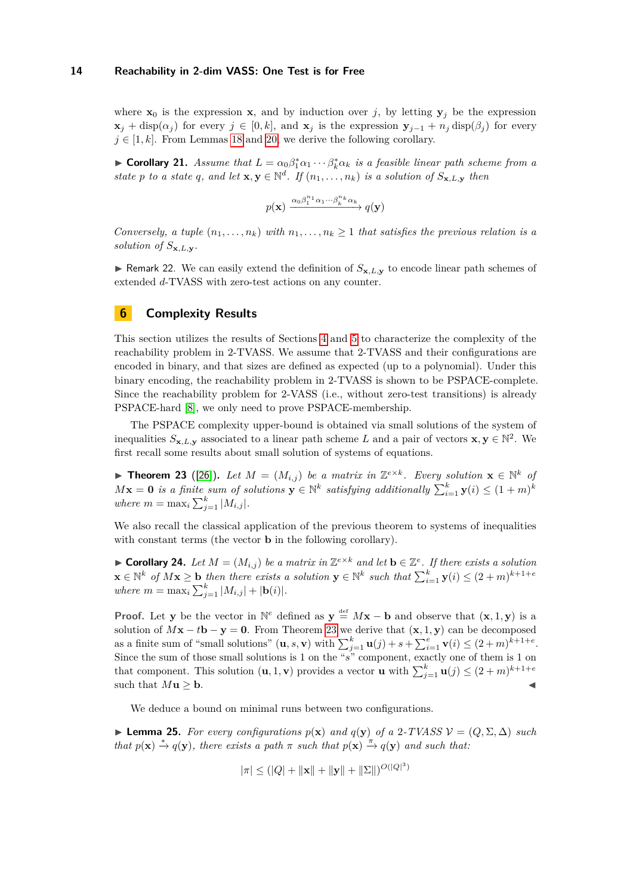where $\mathbf{x}_0$ is the expression $\mathbf{x}$, and by induction over $j$, by letting $\mathbf{y}_j$ be the expression $\mathbf{x}_j + \text{disp}(\alpha_j)$ for every $j \in [0, k]$, and $\mathbf{x}_j$ is the expression $\mathbf{y}_{j-1} + n_j \,\text{disp}(\beta_j)$ for every $j \in [1, k]$. From Lemmas 18 and 20, we derive the following corollary.

▶ **Corollary 21.** *Assume that $L = \alpha_0\beta_1^*\alpha_1 \cdots \beta_k^*\alpha_k$ is a feasible linear path scheme from a state $p$ to a state $q$, and let $\mathbf{x}, \mathbf{y} \in \mathbb{N}^d$. If $(n_1, \ldots, n_k)$ is a solution of $S_{\mathbf{x},L,\mathbf{y}}$ then*

$$p(\mathbf{x}) \xrightarrow{\alpha_0\beta_1^{n_1}\alpha_1\cdots\beta_k^{n_k}\alpha_k} q(\mathbf{y})$$

*Conversely, a tuple $(n_1, \ldots, n_k)$ with $n_1, \ldots, n_k \geq 1$ that satisfies the previous relation is a solution of $S_{\mathbf{x},L,\mathbf{y}}$.*

▶ Remark 22. We can easily extend the definition of $S_{\mathbf{x},L,\mathbf{y}}$ to encode linear path schemes of extended $d$-TVASS with zero-test actions on any counter.

## 6 Complexity Results

This section utilizes the results of Sections 4 and 5 to characterize the complexity of the reachability problem in 2-TVASS. We assume that 2-TVASS and their configurations are encoded in binary, and that sizes are defined as expected (up to a polynomial). Under this binary encoding, the reachability problem in 2-TVASS is shown to be PSPACE-complete. Since the reachability problem for 2-VASS (i.e., without zero-test transitions) is already PSPACE-hard [8], we only need to prove PSPACE-membership.

The PSPACE complexity upper-bound is obtained via small solutions of the system of inequalities $S_{\mathbf{x},L,\mathbf{y}}$ associated to a linear path scheme $L$ and a pair of vectors $\mathbf{x}, \mathbf{y} \in \mathbb{N}^2$. We first recall some results about small solutions of systems of equations.

▶ **Theorem 23** ([26]). *Let $M = (M_{i,j})$ be a matrix in $\mathbb{Z}^{e\times k}$. Every solution $\mathbf{x} \in \mathbb{N}^k$ of $M\mathbf{x} = \mathbf{0}$ is a finite sum of solutions $\mathbf{y} \in \mathbb{N}^k$ satisfying additionally $\sum_{i=1}^k \mathbf{y}(i) \leq (1 + m)^k$ where $m = \max_i \sum_{j=1}^k |M_{i,j}|$.*

We also recall the classical application of the previous theorem to systems of inequalities with constant terms (the vector $\mathbf{b}$ in the following corollary).

▶ **Corollary 24.** *Let $M = (M_{i,j})$ be a matrix in $\mathbb{Z}^{e\times k}$ and let $\mathbf{b} \in \mathbb{Z}^e$. If there exists a solution $\mathbf{x} \in \mathbb{N}^k$ of $M\mathbf{x} \geq \mathbf{b}$ then there exists a solution $\mathbf{y} \in \mathbb{N}^k$ such that $\sum_{i=1}^k \mathbf{y}(i) \leq (2 + m)^{k+1+e}$ where $m = \max_i \sum_{j=1}^k |M_{i,j}| + |\mathbf{b}(i)|$.*

**Proof.** Let $\mathbf{y}$ be the vector in $\mathbb{N}^e$ defined as $\mathbf{y} \stackrel{\text{def}}{=} M\mathbf{x} - \mathbf{b}$ and observe that $(\mathbf{x}, 1, \mathbf{y})$ is a solution of $M\mathbf{x} - t\mathbf{b} - \mathbf{y} = \mathbf{0}$. From Theorem 23 we derive that $(\mathbf{x}, 1, \mathbf{y})$ can be decomposed as a finite sum of "small solutions" $(\mathbf{u}, s, \mathbf{v})$ with $\sum_{j=1}^k \mathbf{u}(j) + s + \sum_{i=1}^e \mathbf{v}(i) \leq (2 + m)^{k+1+e}$. Since the sum of those small solutions is 1 on the "$s$" component, exactly one of them is 1 on that component. This solution $(\mathbf{u}, 1, \mathbf{v})$ provides a vector $\mathbf{u}$ with $\sum_{j=1}^k \mathbf{u}(j) \leq (2 + m)^{k+1+e}$ such that $M\mathbf{u} \geq \mathbf{b}$. ◀

We deduce a bound on minimal runs between two configurations.

▶ **Lemma 25.** *For every configurations $p(\mathbf{x})$ and $q(\mathbf{y})$ of a 2-TVASS $\mathcal{V} = (Q, \Sigma, \Delta)$ such that $p(\mathbf{x}) \xrightarrow{*} q(\mathbf{y})$, there exists a path $\pi$ such that $p(\mathbf{x}) \xrightarrow{\pi} q(\mathbf{y})$ and such that:*

$$|\pi| \leq (|Q| + \|\mathbf{x}\| + \|\mathbf{y}\| + \|\Sigma\|)^{O(|Q|^3)}$$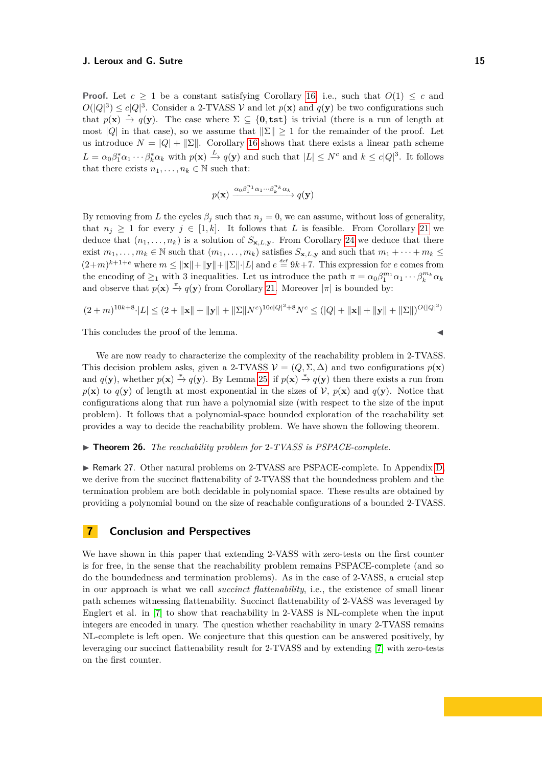**Proof.** Let $c \geq 1$ be a constant satisfying Corollary 16, i.e., such that $O(1) \leq c$ and $O(|Q|^3) \leq c|Q|^3$. Consider a 2-TVASS $\mathcal{V}$ and let $p(\mathbf{x})$ and $q(\mathbf{y})$ be two configurations such that $p(\mathbf{x}) \xrightarrow{*} q(\mathbf{y})$. The case where $\Sigma \subseteq \{\mathbf{0}, \mathtt{tst}\}$ is trivial (there is a run of length at most $|Q|$ in that case), so we assume that $\|\Sigma\| \geq 1$ for the remainder of the proof. Let us introduce $N = |Q| + \|\Sigma\|$. Corollary 16 shows that there exists a linear path scheme $L = \alpha_0 \beta_1^* \alpha_1 \cdots \beta_k^* \alpha_k$ with $p(\mathbf{x}) \xrightarrow{L} q(\mathbf{y})$ and such that $|L| \leq N^c$ and $k \leq c|Q|^3$. It follows that there exists $n_1, \ldots, n_k \in \mathbb{N}$ such that:

$$p(\mathbf{x}) \xrightarrow{\alpha_0 \beta_1^{n_1} \alpha_1 \cdots \beta_k^{n_k} \alpha_k} q(\mathbf{y})$$

By removing from $L$ the cycles $\beta_j$ such that $n_j = 0$, we can assume, without loss of generality, that $n_j \geq 1$ for every $j \in [1, k]$. It follows that $L$ is feasible. From Corollary 21 we deduce that $(n_1, \ldots, n_k)$ is a solution of $S_{\mathbf{x},L,\mathbf{y}}$. From Corollary 24 we deduce that there exist $m_1, \ldots, m_k \in \mathbb{N}$ such that $(m_1, \ldots, m_k)$ satisfies $S_{\mathbf{x},L,\mathbf{y}}$ and such that $m_1 + \cdots + m_k \leq (2+m)^{k+1+e}$ where $m \leq \|\mathbf{x}\| + \|\mathbf{y}\| + \|\Sigma\| \cdot |L|$ and $e \stackrel{\text{def}}{=} 9k+7$. This expression for $e$ comes from the encoding of $\geq_1$ with 3 inequalities. Let us introduce the path $\pi = \alpha_0 \beta_1^{m_1} \alpha_1 \cdots \beta_k^{m_k} \alpha_k$ and observe that $p(\mathbf{x}) \xrightarrow{\pi} q(\mathbf{y})$ from Corollary 21. Moreover $|\pi|$ is bounded by:

$$(2+m)^{10k+8} \cdot |L| \leq (2 + \|\mathbf{x}\| + \|\mathbf{y}\| + \|\Sigma\| N^c)^{10c|Q|^3+8} N^c \leq (|Q| + \|\mathbf{x}\| + \|\mathbf{y}\| + \|\Sigma\|)^{O(|Q|^3)}$$

This concludes the proof of the lemma. ◀

We are now ready to characterize the complexity of the reachability problem in 2-TVASS. This decision problem asks, given a 2-TVASS $\mathcal{V} = (Q, \Sigma, \Delta)$ and two configurations $p(\mathbf{x})$ and $q(\mathbf{y})$, whether $p(\mathbf{x}) \xrightarrow{*} q(\mathbf{y})$. By Lemma 25, if $p(\mathbf{x}) \xrightarrow{*} q(\mathbf{y})$ then there exists a run from $p(\mathbf{x})$ to $q(\mathbf{y})$ of length at most exponential in the sizes of $\mathcal{V}$, $p(\mathbf{x})$ and $q(\mathbf{y})$. Notice that configurations along that run have a polynomial size (with respect to the size of the input problem). It follows that a polynomial-space bounded exploration of the reachability set provides a way to decide the reachability problem. We have shown the following theorem.

▶ **Theorem 26.** *The reachability problem for 2-TVASS is PSPACE-complete.*

▶ Remark 27. Other natural problems on 2-TVASS are PSPACE-complete. In Appendix D, we derive from the succinct flattenability of 2-TVASS that the boundedness problem and the termination problem are both decidable in polynomial space. These results are obtained by providing a polynomial bound on the size of reachable configurations of a bounded 2-TVASS.

## 7 Conclusion and Perspectives

We have shown in this paper that extending 2-VASS with zero-tests on the first counter is for free, in the sense that the reachability problem remains PSPACE-complete (and so do the boundedness and termination problems). As in the case of 2-VASS, a crucial step in our approach is what we call *succinct flattenability*, i.e., the existence of small linear path schemes witnessing flattenability. Succinct flattenability of 2-VASS was leveraged by Englert et al. in [7] to show that reachability in 2-VASS is NL-complete when the input integers are encoded in unary. The question whether reachability in unary 2-TVASS remains NL-complete is left open. We conjecture that this question can be answered positively, by leveraging our succinct flattenability result for 2-TVASS and by extending [7] with zero-tests on the first counter.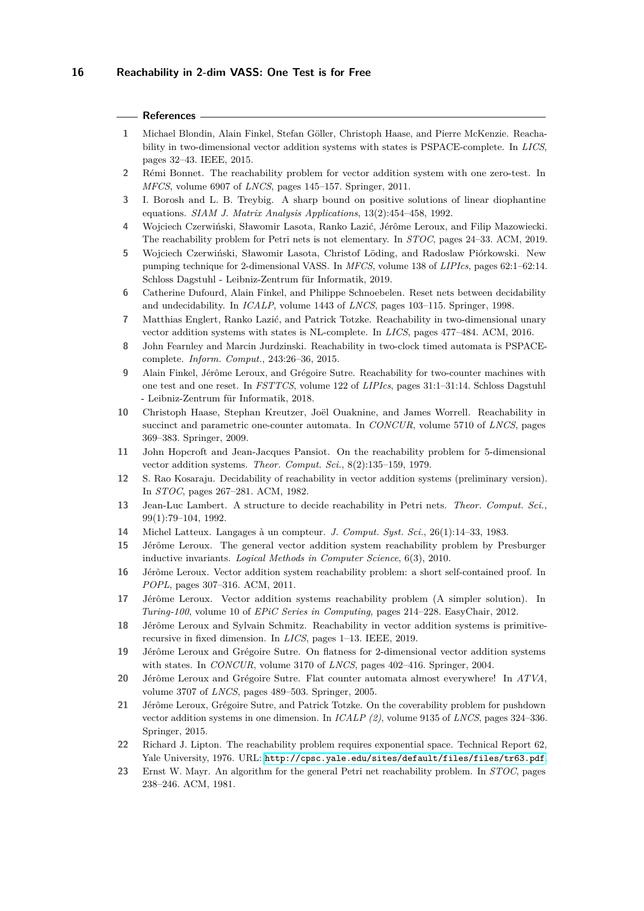## References

1. Michael Blondin, Alain Finkel, Stefan Göller, Christoph Haase, and Pierre McKenzie. Reachability in two-dimensional vector addition systems with states is PSPACE-complete. In *LICS*, pages 32–43. IEEE, 2015.
2. Rémi Bonnet. The reachability problem for vector addition system with one zero-test. In *MFCS*, volume 6907 of *LNCS*, pages 145–157. Springer, 2011.
3. I. Borosh and L. B. Treybig. A sharp bound on positive solutions of linear diophantine equations. *SIAM J. Matrix Analysis Applications*, 13(2):454–458, 1992.
4. Wojciech Czerwiński, Sławomir Lasota, Ranko Lazić, Jérôme Leroux, and Filip Mazowiecki. The reachability problem for Petri nets is not elementary. In *STOC*, pages 24–33. ACM, 2019.
5. Wojciech Czerwiński, Sławomir Lasota, Christof Löding, and Radosław Piórkowski. New pumping technique for 2-dimensional VASS. In *MFCS*, volume 138 of *LIPIcs*, pages 62:1–62:14. Schloss Dagstuhl - Leibniz-Zentrum für Informatik, 2019.
6. Catherine Dufourd, Alain Finkel, and Philippe Schnoebelen. Reset nets between decidability and undecidability. In *ICALP*, volume 1443 of *LNCS*, pages 103–115. Springer, 1998.
7. Matthias Englert, Ranko Lazić, and Patrick Totzke. Reachability in two-dimensional unary vector addition systems with states is NL-complete. In *LICS*, pages 477–484. ACM, 2016.
8. John Fearnley and Marcin Jurdzinski. Reachability in two-clock timed automata is PSPACE-complete. *Inform. Comput.*, 243:26–36, 2015.
9. Alain Finkel, Jérôme Leroux, and Grégoire Sutre. Reachability for two-counter machines with one test and one reset. In *FSTTCS*, volume 122 of *LIPIcs*, pages 31:1–31:14. Schloss Dagstuhl - Leibniz-Zentrum für Informatik, 2018.
10. Christoph Haase, Stephan Kreutzer, Joël Ouaknine, and James Worrell. Reachability in succinct and parametric one-counter automata. In *CONCUR*, volume 5710 of *LNCS*, pages 369–383. Springer, 2009.
11. John Hopcroft and Jean-Jacques Pansiot. On the reachability problem for 5-dimensional vector addition systems. *Theor. Comput. Sci.*, 8(2):135–159, 1979.
12. S. Rao Kosaraju. Decidability of reachability in vector addition systems (preliminary version). In *STOC*, pages 267–281. ACM, 1982.
13. Jean-Luc Lambert. A structure to decide reachability in Petri nets. *Theor. Comput. Sci.*, 99(1):79–104, 1992.
14. Michel Latteux. Langages à un compteur. *J. Comput. Syst. Sci.*, 26(1):14–33, 1983.
15. Jérôme Leroux. The general vector addition system reachability problem by Presburger inductive invariants. *Logical Methods in Computer Science*, 6(3), 2010.
16. Jérôme Leroux. Vector addition system reachability problem: a short self-contained proof. In *POPL*, pages 307–316. ACM, 2011.
17. Jérôme Leroux. Vector addition systems reachability problem (A simpler solution). In *Turing-100*, volume 10 of *EPiC Series in Computing*, pages 214–228. EasyChair, 2012.
18. Jérôme Leroux and Sylvain Schmitz. Reachability in vector addition systems is primitive-recursive in fixed dimension. In *LICS*, pages 1–13. IEEE, 2019.
19. Jérôme Leroux and Grégoire Sutre. On flatness for 2-dimensional vector addition systems with states. In *CONCUR*, volume 3170 of *LNCS*, pages 402–416. Springer, 2004.
20. Jérôme Leroux and Grégoire Sutre. Flat counter automata almost everywhere! In *ATVA*, volume 3707 of *LNCS*, pages 489–503. Springer, 2005.
21. Jérôme Leroux, Grégoire Sutre, and Patrick Totzke. On the coverability problem for pushdown vector addition systems in one dimension. In *ICALP (2)*, volume 9135 of *LNCS*, pages 324–336. Springer, 2015.
22. Richard J. Lipton. The reachability problem requires exponential space. Technical Report 62, Yale University, 1976. URL: http://cpsc.yale.edu/sites/default/files/files/tr63.pdf.
23. Ernst W. Mayr. An algorithm for the general Petri net reachability problem. In *STOC*, pages 238–246. ACM, 1981.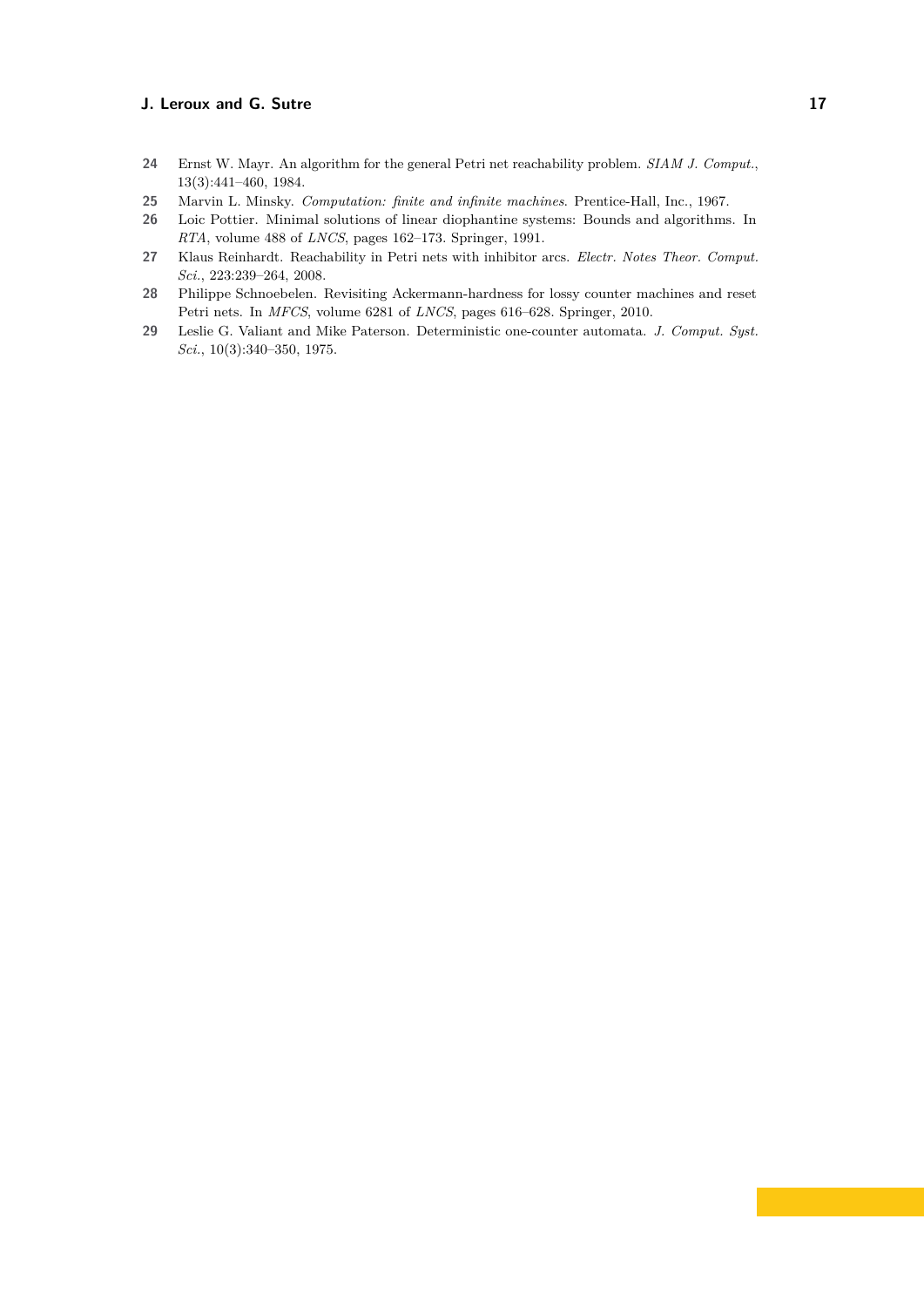24 Ernst W. Mayr. An algorithm for the general Petri net reachability problem. *SIAM J. Comput.*, 13(3):441–460, 1984.

25 Marvin L. Minsky. *Computation: finite and infinite machines*. Prentice-Hall, Inc., 1967.

26 Loic Pottier. Minimal solutions of linear diophantine systems: Bounds and algorithms. In *RTA*, volume 488 of *LNCS*, pages 162–173. Springer, 1991.

27 Klaus Reinhardt. Reachability in Petri nets with inhibitor arcs. *Electr. Notes Theor. Comput. Sci.*, 223:239–264, 2008.

28 Philippe Schnoebelen. Revisiting Ackermann-hardness for lossy counter machines and reset Petri nets. In *MFCS*, volume 6281 of *LNCS*, pages 616–628. Springer, 2010.

29 Leslie G. Valiant and Mike Paterson. Deterministic one-counter automata. *J. Comput. Syst. Sci.*, 10(3):340–350, 1975.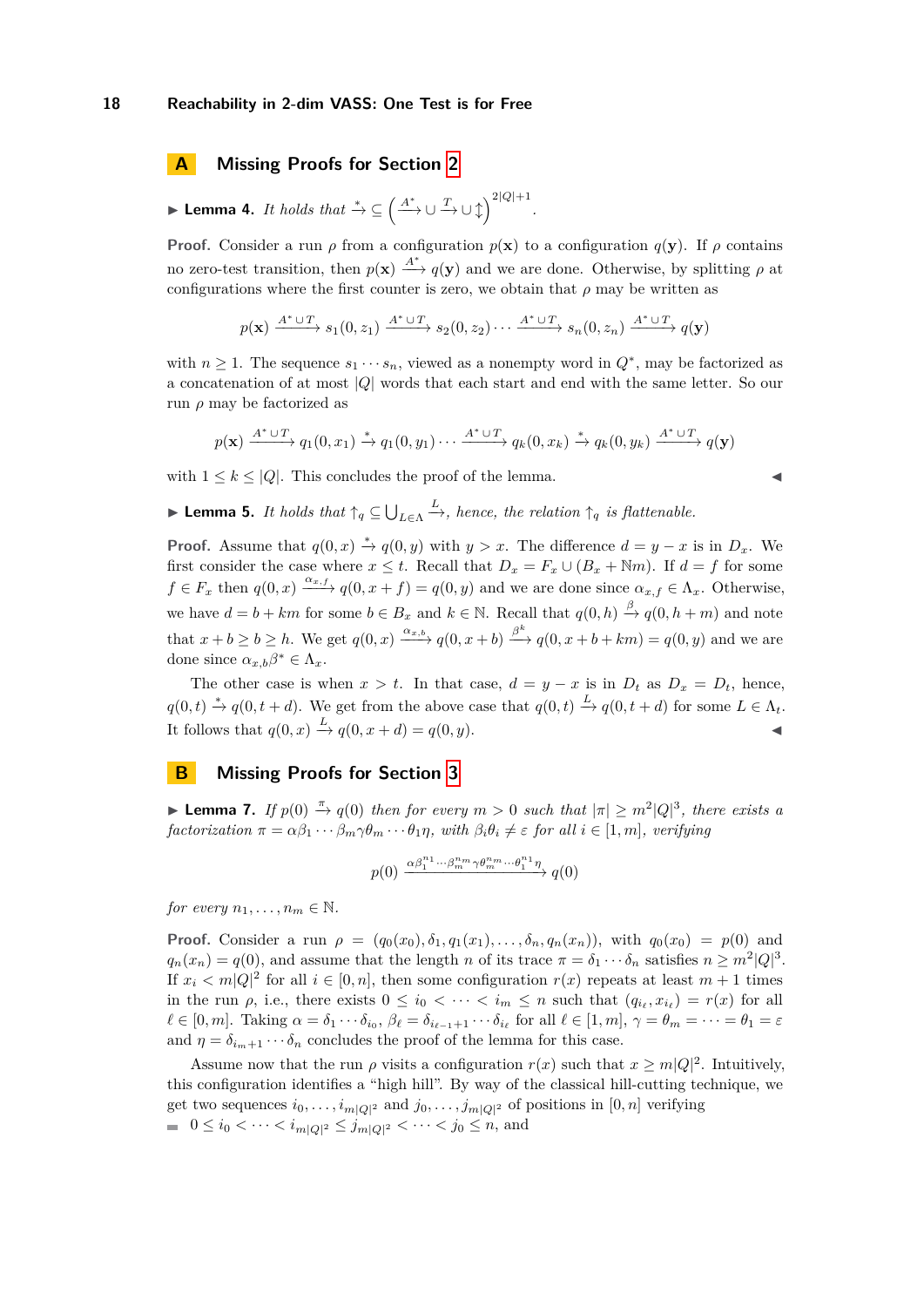# A Missing Proofs for Section 2

▶ **Lemma 4.** *It holds that* $\xrightarrow{*} \subseteq \left(\xrightarrow{A^*} \cup \xrightarrow{T} \cup \updownarrow\right)^{2|Q|+1}$.

**Proof.** Consider a run $\rho$ from a configuration $p(\mathbf{x})$ to a configuration $q(\mathbf{y})$. If $\rho$ contains no zero-test transition, then $p(\mathbf{x}) \xrightarrow{A^*} q(\mathbf{y})$ and we are done. Otherwise, by splitting $\rho$ at configurations where the first counter is zero, we obtain that $\rho$ may be written as

$$p(\mathbf{x}) \xrightarrow{A^* \cup T} s_1(0, z_1) \xrightarrow{A^* \cup T} s_2(0, z_2) \cdots \xrightarrow{A^* \cup T} s_n(0, z_n) \xrightarrow{A^* \cup T} q(\mathbf{y})$$

with $n \geq 1$. The sequence $s_1 \cdots s_n$, viewed as a nonempty word in $Q^*$, may be factorized as a concatenation of at most $|Q|$ words that each start and end with the same letter. So our run $\rho$ may be factorized as

$$p(\mathbf{x}) \xrightarrow{A^* \cup T} q_1(0, x_1) \xrightarrow{*} q_1(0, y_1) \cdots \xrightarrow{A^* \cup T} q_k(0, x_k) \xrightarrow{*} q_k(0, y_k) \xrightarrow{A^* \cup T} q(\mathbf{y})$$

with $1 \leq k \leq |Q|$. This concludes the proof of the lemma. ◀

▶ **Lemma 5.** *It holds that* $\uparrow_q \subseteq \bigcup_{L \in \Lambda} \xrightarrow{L}$*, hence, the relation* $\uparrow_q$ *is flattenable.*

**Proof.** Assume that $q(0, x) \xrightarrow{*} q(0, y)$ with $y > x$. The difference $d = y - x$ is in $D_x$. We first consider the case where $x \leq t$. Recall that $D_x = F_x \cup (B_x + \mathbb{N}m)$. If $d = f$ for some $f \in F_x$ then $q(0, x) \xrightarrow{\alpha_{x,f}} q(0, x + f) = q(0, y)$ and we are done since $\alpha_{x,f} \in \Lambda_x$. Otherwise, we have $d = b + km$ for some $b \in B_x$ and $k \in \mathbb{N}$. Recall that $q(0, h) \xrightarrow{\beta} q(0, h + m)$ and note that $x + b \geq b \geq h$. We get $q(0, x) \xrightarrow{\alpha_{x,b}} q(0, x + b) \xrightarrow{\beta^k} q(0, x + b + km) = q(0, y)$ and we are done since $\alpha_{x,b}\beta^* \in \Lambda_x$.

The other case is when $x > t$. In that case, $d = y - x$ is in $D_t$ as $D_x = D_t$, hence, $q(0, t) \xrightarrow{*} q(0, t + d)$. We get from the above case that $q(0, t) \xrightarrow{L} q(0, t + d)$ for some $L \in \Lambda_t$. It follows that $q(0, x) \xrightarrow{L} q(0, x + d) = q(0, y)$. ◀

# B Missing Proofs for Section 3

▶ **Lemma 7.** *If* $p(0) \xrightarrow{\pi} q(0)$ *then for every* $m > 0$ *such that* $|\pi| \geq m^2|Q|^3$*, there exists a factorization* $\pi = \alpha\beta_1 \cdots \beta_m\gamma\theta_m \cdots \theta_1\eta$*, with* $\beta_i\theta_i \neq \varepsilon$ *for all* $i \in [1, m]$*, verifying*

$$p(0) \xrightarrow{\alpha\beta_1^{n_1} \cdots \beta_m^{n_m}\gamma\theta_m^{n_m} \cdots \theta_1^{n_1}\eta} q(0)$$

*for every* $n_1, \ldots, n_m \in \mathbb{N}$.

**Proof.** Consider a run $\rho = (q_0(x_0), \delta_1, q_1(x_1), \ldots, \delta_n, q_n(x_n))$, with $q_0(x_0) = p(0)$ and $q_n(x_n) = q(0)$, and assume that the length $n$ of its trace $\pi = \delta_1 \cdots \delta_n$ satisfies $n \geq m^2|Q|^3$. If $x_i < m|Q|^2$ for all $i \in [0, n]$, then some configuration $r(x)$ repeats at least $m + 1$ times in the run $\rho$, i.e., there exists $0 \leq i_0 < \cdots < i_m \leq n$ such that $(q_{i_\ell}, x_{i_\ell}) = r(x)$ for all $\ell \in [0, m]$. Taking $\alpha = \delta_1 \cdots \delta_{i_0}$, $\beta_\ell = \delta_{i_{\ell-1}+1} \cdots \delta_{i_\ell}$ for all $\ell \in [1, m]$, $\gamma = \theta_m = \cdots = \theta_1 = \varepsilon$ and $\eta = \delta_{i_m+1} \cdots \delta_n$ concludes the proof of the lemma for this case.

Assume now that the run $\rho$ visits a configuration $r(x)$ such that $x \geq m|Q|^2$. Intuitively, this configuration identifies a "high hill". By way of the classical hill-cutting technique, we get two sequences $i_0, \ldots, i_{m|Q|^2}$ and $j_0, \ldots, j_{m|Q|^2}$ of positions in $[0, n]$ verifying

- $0 \leq i_0 < \cdots < i_{m|Q|^2} \leq j_{m|Q|^2} < \cdots < j_0 \leq n$, and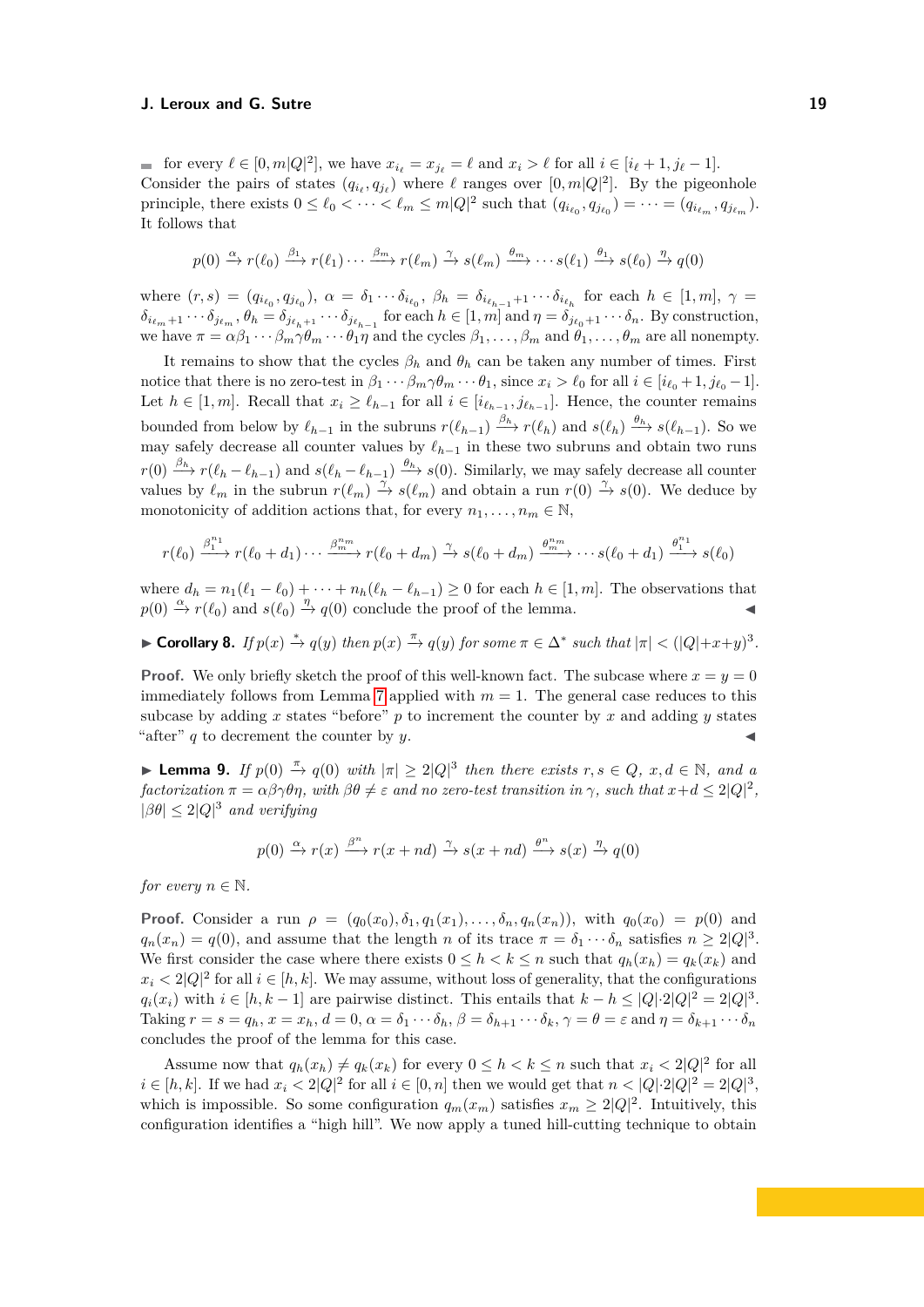- for every $\ell \in [0, m|Q|^2]$, we have $x_{i_\ell} = x_{j_\ell} = \ell$ and $x_i > \ell$ for all $i \in [i_\ell + 1, j_\ell - 1]$.

Consider the pairs of states $(q_{i_\ell}, q_{j_\ell})$ where $\ell$ ranges over $[0, m|Q|^2]$. By the pigeonhole principle, there exists $0 \leq \ell_0 < \cdots < \ell_m \leq m|Q|^2$ such that $(q_{i_{\ell_0}}, q_{j_{\ell_0}}) = \cdots = (q_{i_{\ell_m}}, q_{j_{\ell_m}})$. It follows that

$$p(0) \xrightarrow{\alpha} r(\ell_0) \xrightarrow{\beta_1} r(\ell_1) \cdots \xrightarrow{\beta_m} r(\ell_m) \xrightarrow{\gamma} s(\ell_m) \xrightarrow{\theta_m} \cdots s(\ell_1) \xrightarrow{\theta_1} s(\ell_0) \xrightarrow{\eta} q(0)$$

where $(r, s) = (q_{i_{\ell_0}}, q_{j_{\ell_0}})$, $\alpha = \delta_1 \cdots \delta_{i_{\ell_0}}$, $\beta_h = \delta_{i_{\ell_{h-1}}+1} \cdots \delta_{i_{\ell_h}}$ for each $h \in [1, m]$, $\gamma = \delta_{i_{\ell_m}+1} \cdots \delta_{j_{\ell_m}}$, $\theta_h = \delta_{j_{\ell_h}+1} \cdots \delta_{j_{\ell_{h-1}}}$ for each $h \in [1, m]$ and $\eta = \delta_{j_{\ell_0}+1} \cdots \delta_n$. By construction, we have $\pi = \alpha\beta_1 \cdots \beta_m\gamma\theta_m \cdots \theta_1\eta$ and the cycles $\beta_1, \ldots, \beta_m$ and $\theta_1, \ldots, \theta_m$ are all nonempty.

It remains to show that the cycles $\beta_h$ and $\theta_h$ can be taken any number of times. First notice that there is no zero-test in $\beta_1 \cdots \beta_m\gamma\theta_m \cdots \theta_1$, since $x_i > \ell_0$ for all $i \in [i_{\ell_0} + 1, j_{\ell_0} - 1]$. Let $h \in [1, m]$. Recall that $x_i \geq \ell_{h-1}$ for all $i \in [i_{\ell_{h-1}}, j_{\ell_{h-1}}]$. Hence, the counter remains bounded from below by $\ell_{h-1}$ in the subruns $r(\ell_{h-1}) \xrightarrow{\beta_h} r(\ell_h)$ and $s(\ell_h) \xrightarrow{\theta_h} s(\ell_{h-1})$. So we may safely decrease all counter values by $\ell_{h-1}$ in these two subruns and obtain two runs $r(0) \xrightarrow{\beta_h} r(\ell_h - \ell_{h-1})$ and $s(\ell_h - \ell_{h-1}) \xrightarrow{\theta_h} s(0)$. Similarly, we may safely decrease all counter values by $\ell_m$ in the subrun $r(\ell_m) \xrightarrow{\gamma} s(\ell_m)$ and obtain a run $r(0) \xrightarrow{\gamma} s(0)$. We deduce by monotonicity of addition actions that, for every $n_1, \ldots, n_m \in \mathbb{N}$,

$$r(\ell_0) \xrightarrow{\beta_1^{n_1}} r(\ell_0 + d_1) \cdots \xrightarrow{\beta_m^{n_m}} r(\ell_0 + d_m) \xrightarrow{\gamma} s(\ell_0 + d_m) \xrightarrow{\theta_m^{n_m}} \cdots s(\ell_0 + d_1) \xrightarrow{\theta_1^{n_1}} s(\ell_0)$$

where $d_h = n_1(\ell_1 - \ell_0) + \cdots + n_h(\ell_h - \ell_{h-1}) \geq 0$ for each $h \in [1, m]$. The observations that $p(0) \xrightarrow{\alpha} r(\ell_0)$ and $s(\ell_0) \xrightarrow{\eta} q(0)$ conclude the proof of the lemma. ◀

▶ **Corollary 8.** *If $p(x) \xrightarrow{*} q(y)$ then $p(x) \xrightarrow{\pi} q(y)$ for some $\pi \in \Delta^*$ such that $|\pi| < (|Q|+x+y)^3$.*

**Proof.** We only briefly sketch the proof of this well-known fact. The subcase where $x = y = 0$ immediately follows from Lemma 7 applied with $m = 1$. The general case reduces to this subcase by adding $x$ states "before" $p$ to increment the counter by $x$ and adding $y$ states "after" $q$ to decrement the counter by $y$. ◀

▶ **Lemma 9.** *If $p(0) \xrightarrow{\pi} q(0)$ with $|\pi| \geq 2|Q|^3$ then there exists $r, s \in Q$, $x, d \in \mathbb{N}$, and a factorization $\pi = \alpha\beta\gamma\theta\eta$, with $\beta\theta \neq \varepsilon$ and no zero-test transition in $\gamma$, such that $x + d \leq 2|Q|^2$, $|\beta\theta| \leq 2|Q|^3$ and verifying*

$$p(0) \xrightarrow{\alpha} r(x) \xrightarrow{\beta^n} r(x + nd) \xrightarrow{\gamma} s(x + nd) \xrightarrow{\theta^n} s(x) \xrightarrow{\eta} q(0)$$

*for every $n \in \mathbb{N}$.*

**Proof.** Consider a run $\rho = (q_0(x_0), \delta_1, q_1(x_1), \ldots, \delta_n, q_n(x_n))$, with $q_0(x_0) = p(0)$ and $q_n(x_n) = q(0)$, and assume that the length $n$ of its trace $\pi = \delta_1 \cdots \delta_n$ satisfies $n \geq 2|Q|^3$. We first consider the case where there exists $0 \leq h < k \leq n$ such that $q_h(x_h) = q_k(x_k)$ and $x_i < 2|Q|^2$ for all $i \in [h, k]$. We may assume, without loss of generality, that the configurations $q_i(x_i)$ with $i \in [h, k-1]$ are pairwise distinct. This entails that $k - h \leq |Q| \cdot 2|Q|^2 = 2|Q|^3$. Taking $r = s = q_h$, $x = x_h$, $d = 0$, $\alpha = \delta_1 \cdots \delta_h$, $\beta = \delta_{h+1} \cdots \delta_k$, $\gamma = \theta = \varepsilon$ and $\eta = \delta_{k+1} \cdots \delta_n$ concludes the proof of the lemma for this case.

Assume now that $q_h(x_h) \neq q_k(x_k)$ for every $0 \leq h < k \leq n$ such that $x_i < 2|Q|^2$ for all $i \in [h, k]$. If we had $x_i < 2|Q|^2$ for all $i \in [0, n]$ then we would get that $n < |Q| \cdot 2|Q|^2 = 2|Q|^3$, which is impossible. So some configuration $q_m(x_m)$ satisfies $x_m \geq 2|Q|^2$. Intuitively, this configuration identifies a "high hill". We now apply a tuned hill-cutting technique to obtain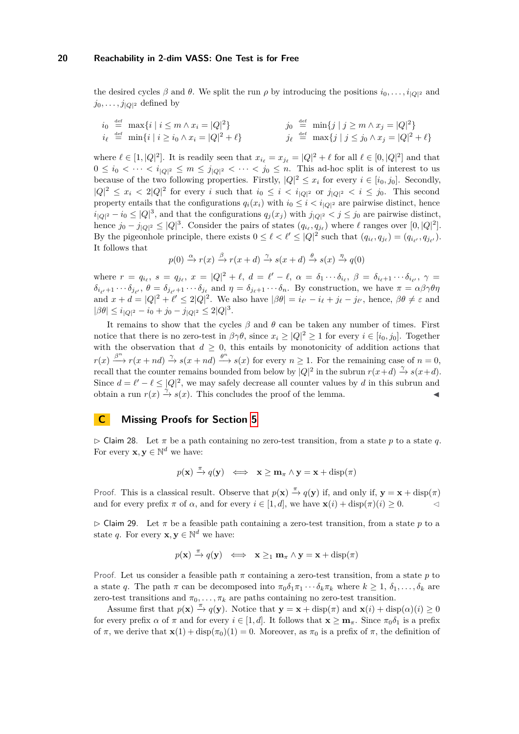the desired cycles $\beta$ and $\theta$. We split the run $\rho$ by introducing the positions $i_0, \ldots, i_{|Q|^2}$ and $j_0, \ldots, j_{|Q|^2}$ defined by

$$i_0 \stackrel{\text{def}}{=} \max\{i \mid i \leq m \wedge x_i = |Q|^2\} \qquad j_0 \stackrel{\text{def}}{=} \min\{j \mid j \geq m \wedge x_j = |Q|^2\}$$
$$i_\ell \stackrel{\text{def}}{=} \min\{i \mid i \geq i_0 \wedge x_i = |Q|^2 + \ell\} \qquad j_\ell \stackrel{\text{def}}{=} \max\{j \mid j \leq j_0 \wedge x_j = |Q|^2 + \ell\}$$

where $\ell \in [1, |Q|^2]$. It is readily seen that $x_{i_\ell} = x_{j_\ell} = |Q|^2 + \ell$ for all $\ell \in [0, |Q|^2]$ and that $0 \leq i_0 < \cdots < i_{|Q|^2} \leq m \leq j_{|Q|^2} < \cdots < j_0 \leq n$. This ad-hoc split is of interest to us because of the two following properties. Firstly, $|Q|^2 \leq x_i$ for every $i \in [i_0, j_0]$. Secondly, $|Q|^2 \leq x_i < 2|Q|^2$ for every $i$ such that $i_0 \leq i < i_{|Q|^2}$ or $j_{|Q|^2} < i \leq j_0$. This second property entails that the configurations $q_i(x_i)$ with $i_0 \leq i < i_{|Q|^2}$ are pairwise distinct, hence $i_{|Q|^2} - i_0 \leq |Q|^3$, and that the configurations $q_j(x_j)$ with $j_{|Q|^2} < j \leq j_0$ are pairwise distinct, hence $j_0 - j_{|Q|^2} \leq |Q|^3$. Consider the pairs of states $(q_{i_\ell}, q_{j_\ell})$ where $\ell$ ranges over $[0, |Q|^2]$. By the pigeonhole principle, there exists $0 \leq \ell < \ell' \leq |Q|^2$ such that $(q_{i_\ell}, q_{j_\ell}) = (q_{i_{\ell'}}, q_{j_{\ell'}})$. It follows that

$$p(0) \xrightarrow{\alpha} r(x) \xrightarrow{\beta} r(x+d) \xrightarrow{\gamma} s(x+d) \xrightarrow{\theta} s(x) \xrightarrow{\eta} q(0)$$

where $r = q_{i_\ell}$, $s = q_{j_\ell}$, $x = |Q|^2 + \ell$, $d = \ell' - \ell$, $\alpha = \delta_1 \cdots \delta_{i_\ell}$, $\beta = \delta_{i_\ell+1} \cdots \delta_{i_{\ell'}}$, $\gamma = \delta_{i_{\ell'}+1} \cdots \delta_{j_{\ell'}}$, $\theta = \delta_{j_{\ell'}+1} \cdots \delta_{j_\ell}$ and $\eta = \delta_{j_\ell+1} \cdots \delta_n$. By construction, we have $\pi = \alpha\beta\gamma\theta\eta$ and $x + d = |Q|^2 + \ell' \leq 2|Q|^2$. We also have $|\beta\theta| = i_{\ell'} - i_\ell + j_\ell - j_{\ell'}$, hence, $\beta\theta \neq \varepsilon$ and $|\beta\theta| \leq i_{|Q|^2} - i_0 + j_0 - j_{|Q|^2} \leq 2|Q|^3$.

It remains to show that the cycles $\beta$ and $\theta$ can be taken any number of times. First notice that there is no zero-test in $\beta\gamma\theta$, since $x_i \geq |Q|^2 \geq 1$ for every $i \in [i_0, j_0]$. Together with the observation that $d \geq 0$, this entails by monotonicity of addition actions that $r(x) \xrightarrow{\beta^n} r(x + nd) \xrightarrow{\gamma} s(x + nd) \xrightarrow{\theta^n} s(x)$ for every $n \geq 1$. For the remaining case of $n = 0$, recall that the counter remains bounded from below by $|Q|^2$ in the subrun $r(x+d) \xrightarrow{\gamma} s(x+d)$. Since $d = \ell' - \ell \leq |Q|^2$, we may safely decrease all counter values by $d$ in this subrun and obtain a run $r(x) \xrightarrow{\gamma} s(x)$. This concludes the proof of the lemma. ◀

## C Missing Proofs for Section 5

▷ Claim 28. Let $\pi$ be a path containing no zero-test transition, from a state $p$ to a state $q$. For every $\mathbf{x}, \mathbf{y} \in \mathbb{N}^d$ we have:

$$p(\mathbf{x}) \xrightarrow{\pi} q(\mathbf{y}) \iff \mathbf{x} \geq \mathbf{m}_\pi \wedge \mathbf{y} = \mathbf{x} + \text{disp}(\pi)$$

Proof. This is a classical result. Observe that $p(\mathbf{x}) \xrightarrow{\pi} q(\mathbf{y})$ if, and only if, $\mathbf{y} = \mathbf{x} + \text{disp}(\pi)$ and for every prefix $\pi$ of $\alpha$, and for every $i \in [1, d]$, we have $\mathbf{x}(i) + \text{disp}(\pi)(i) \geq 0$. ◁

▷ Claim 29. Let $\pi$ be a feasible path containing a zero-test transition, from a state $p$ to a state $q$. For every $\mathbf{x}, \mathbf{y} \in \mathbb{N}^d$ we have:

$$p(\mathbf{x}) \xrightarrow{\pi} q(\mathbf{y}) \iff \mathbf{x} \geq_1 \mathbf{m}_\pi \wedge \mathbf{y} = \mathbf{x} + \text{disp}(\pi)$$

Proof. Let us consider a feasible path $\pi$ containing a zero-test transition, from a state $p$ to a state $q$. The path $\pi$ can be decomposed into $\pi_0\delta_1\pi_1 \cdots \delta_k\pi_k$ where $k \geq 1$, $\delta_1, \ldots, \delta_k$ are zero-test transitions and $\pi_0, \ldots, \pi_k$ are paths containing no zero-test transition.

Assume first that $p(\mathbf{x}) \xrightarrow{\pi} q(\mathbf{y})$. Notice that $\mathbf{y} = \mathbf{x} + \text{disp}(\pi)$ and $\mathbf{x}(i) + \text{disp}(\alpha)(i) \geq 0$ for every prefix $\alpha$ of $\pi$ and for every $i \in [1, d]$. It follows that $\mathbf{x} \geq \mathbf{m}_\pi$. Since $\pi_0\delta_1$ is a prefix of $\pi$, we derive that $\mathbf{x}(1) + \text{disp}(\pi_0)(1) = 0$. Moreover, as $\pi_0$ is a prefix of $\pi$, the definition of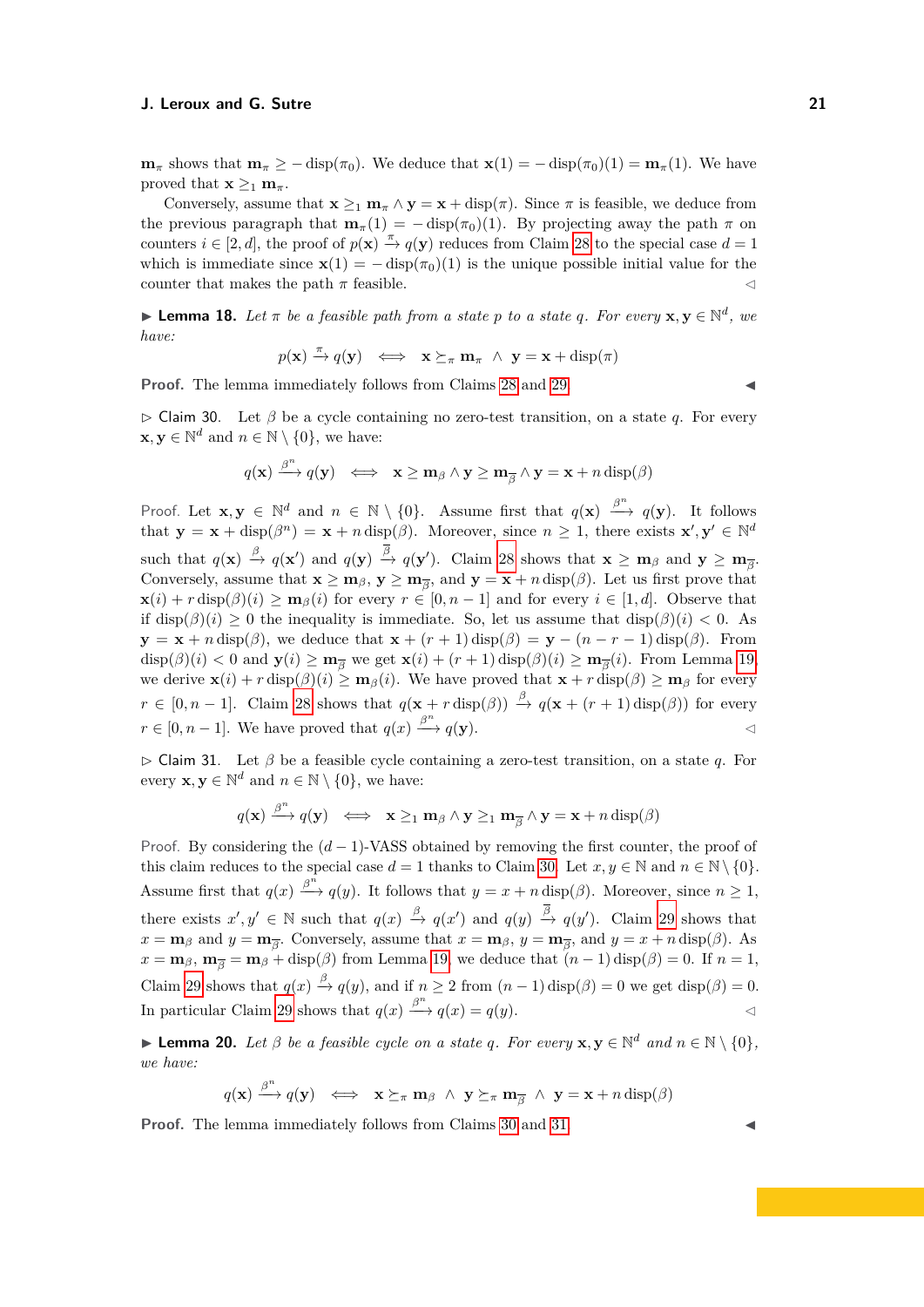$\mathbf{m}_\pi$ shows that $\mathbf{m}_\pi \geq -\operatorname{disp}(\pi_0)$. We deduce that $\mathbf{x}(1) = -\operatorname{disp}(\pi_0)(1) = \mathbf{m}_\pi(1)$. We have proved that $\mathbf{x} \geq_1 \mathbf{m}_\pi$.

Conversely, assume that $\mathbf{x} \geq_1 \mathbf{m}_\pi \wedge \mathbf{y} = \mathbf{x} + \operatorname{disp}(\pi)$. Since $\pi$ is feasible, we deduce from the previous paragraph that $\mathbf{m}_\pi(1) = -\operatorname{disp}(\pi_0)(1)$. By projecting away the path $\pi$ on counters $i \in [2, d]$, the proof of $p(\mathbf{x}) \xrightarrow{\pi} q(\mathbf{y})$ reduces from Claim 28 to the special case $d = 1$ which is immediate since $\mathbf{x}(1) = -\operatorname{disp}(\pi_0)(1)$ is the unique possible initial value for the counter that makes the path $\pi$ feasible. ◁

▶ **Lemma 18.** *Let $\pi$ be a feasible path from a state $p$ to a state $q$. For every $\mathbf{x}, \mathbf{y} \in \mathbb{N}^d$, we have:*

$$p(\mathbf{x}) \xrightarrow{\pi} q(\mathbf{y}) \iff \mathbf{x} \succeq_\pi \mathbf{m}_\pi \;\wedge\; \mathbf{y} = \mathbf{x} + \operatorname{disp}(\pi)$$

**Proof.** The lemma immediately follows from Claims 28 and 29. ◀

▷ Claim 30. Let $\beta$ be a cycle containing no zero-test transition, on a state $q$. For every $\mathbf{x}, \mathbf{y} \in \mathbb{N}^d$ and $n \in \mathbb{N} \setminus \{0\}$, we have:

$$q(\mathbf{x}) \xrightarrow{\beta^n} q(\mathbf{y}) \iff \mathbf{x} \geq \mathbf{m}_\beta \wedge \mathbf{y} \geq \mathbf{m}_{\overline{\beta}} \wedge \mathbf{y} = \mathbf{x} + n \operatorname{disp}(\beta)$$

Proof. Let $\mathbf{x}, \mathbf{y} \in \mathbb{N}^d$ and $n \in \mathbb{N} \setminus \{0\}$. Assume first that $q(\mathbf{x}) \xrightarrow{\beta^n} q(\mathbf{y})$. It follows that $\mathbf{y} = \mathbf{x} + \operatorname{disp}(\beta^n) = \mathbf{x} + n \operatorname{disp}(\beta)$. Moreover, since $n \geq 1$, there exists $\mathbf{x}', \mathbf{y}' \in \mathbb{N}^d$ such that $q(\mathbf{x}) \xrightarrow{\beta} q(\mathbf{x}')$ and $q(\mathbf{y}) \xrightarrow{\overline{\beta}} q(\mathbf{y}')$. Claim 28 shows that $\mathbf{x} \geq \mathbf{m}_\beta$ and $\mathbf{y} \geq \mathbf{m}_{\overline{\beta}}$. Conversely, assume that $\mathbf{x} \geq \mathbf{m}_\beta$, $\mathbf{y} \geq \mathbf{m}_{\overline{\beta}}$, and $\mathbf{y} = \mathbf{x} + n \operatorname{disp}(\beta)$. Let us first prove that $\mathbf{x}(i) + r \operatorname{disp}(\beta)(i) \geq \mathbf{m}_\beta(i)$ for every $r \in [0, n-1]$ and for every $i \in [1, d]$. Observe that if $\operatorname{disp}(\beta)(i) \geq 0$ the inequality is immediate. So, let us assume that $\operatorname{disp}(\beta)(i) < 0$. As $\mathbf{y} = \mathbf{x} + n \operatorname{disp}(\beta)$, we deduce that $\mathbf{x} + (r+1)\operatorname{disp}(\beta) = \mathbf{y} - (n - r - 1)\operatorname{disp}(\beta)$. From $\operatorname{disp}(\beta)(i) < 0$ and $\mathbf{y}(i) \geq \mathbf{m}_{\overline{\beta}}$ we get $\mathbf{x}(i) + (r+1)\operatorname{disp}(\beta)(i) \geq \mathbf{m}_{\overline{\beta}}(i)$. From Lemma 19, we derive $\mathbf{x}(i) + r \operatorname{disp}(\beta)(i) \geq \mathbf{m}_\beta(i)$. We have proved that $\mathbf{x} + r \operatorname{disp}(\beta) \geq \mathbf{m}_\beta$ for every $r \in [0, n-1]$. Claim 28 shows that $q(\mathbf{x} + r \operatorname{disp}(\beta)) \xrightarrow{\beta} q(\mathbf{x} + (r+1)\operatorname{disp}(\beta))$ for every $r \in [0, n-1]$. We have proved that $q(x) \xrightarrow{\beta^n} q(\mathbf{y})$. ◁

▷ Claim 31. Let $\beta$ be a feasible cycle containing a zero-test transition, on a state $q$. For every $\mathbf{x}, \mathbf{y} \in \mathbb{N}^d$ and $n \in \mathbb{N} \setminus \{0\}$, we have:

$$q(\mathbf{x}) \xrightarrow{\beta^n} q(\mathbf{y}) \iff \mathbf{x} \geq_1 \mathbf{m}_\beta \wedge \mathbf{y} \geq_1 \mathbf{m}_{\overline{\beta}} \wedge \mathbf{y} = \mathbf{x} + n \operatorname{disp}(\beta)$$

Proof. By considering the $(d-1)$-VASS obtained by removing the first counter, the proof of this claim reduces to the special case $d = 1$ thanks to Claim 30. Let $x, y \in \mathbb{N}$ and $n \in \mathbb{N} \setminus \{0\}$. Assume first that $q(x) \xrightarrow{\beta^n} q(y)$. It follows that $y = x + n \operatorname{disp}(\beta)$. Moreover, since $n \geq 1$, there exists $x', y' \in \mathbb{N}$ such that $q(x) \xrightarrow{\beta} q(x')$ and $q(y) \xrightarrow{\overline{\beta}} q(y')$. Claim 29 shows that $x = \mathbf{m}_\beta$ and $y = \mathbf{m}_{\overline{\beta}}$. Conversely, assume that $x = \mathbf{m}_\beta$, $y = \mathbf{m}_{\overline{\beta}}$, and $y = x + n \operatorname{disp}(\beta)$. As $x = \mathbf{m}_\beta$, $\mathbf{m}_{\overline{\beta}} = \mathbf{m}_\beta + \operatorname{disp}(\beta)$ from Lemma 19 we deduce that $(n-1)\operatorname{disp}(\beta) = 0$. If $n = 1$, Claim 29 shows that $q(x) \xrightarrow{\beta} q(y)$, and if $n \geq 2$ from $(n-1)\operatorname{disp}(\beta) = 0$ we get $\operatorname{disp}(\beta) = 0$. In particular Claim 29 shows that $q(x) \xrightarrow{\beta^n} q(x) = q(y)$. ◁

▶ **Lemma 20.** *Let $\beta$ be a feasible cycle on a state $q$. For every $\mathbf{x}, \mathbf{y} \in \mathbb{N}^d$ and $n \in \mathbb{N} \setminus \{0\}$, we have:*

$$q(\mathbf{x}) \xrightarrow{\beta^n} q(\mathbf{y}) \iff \mathbf{x} \succeq_\pi \mathbf{m}_\beta \;\wedge\; \mathbf{y} \succeq_\pi \mathbf{m}_{\overline{\beta}} \;\wedge\; \mathbf{y} = \mathbf{x} + n \operatorname{disp}(\beta)$$

**Proof.** The lemma immediately follows from Claims 30 and 31. ◀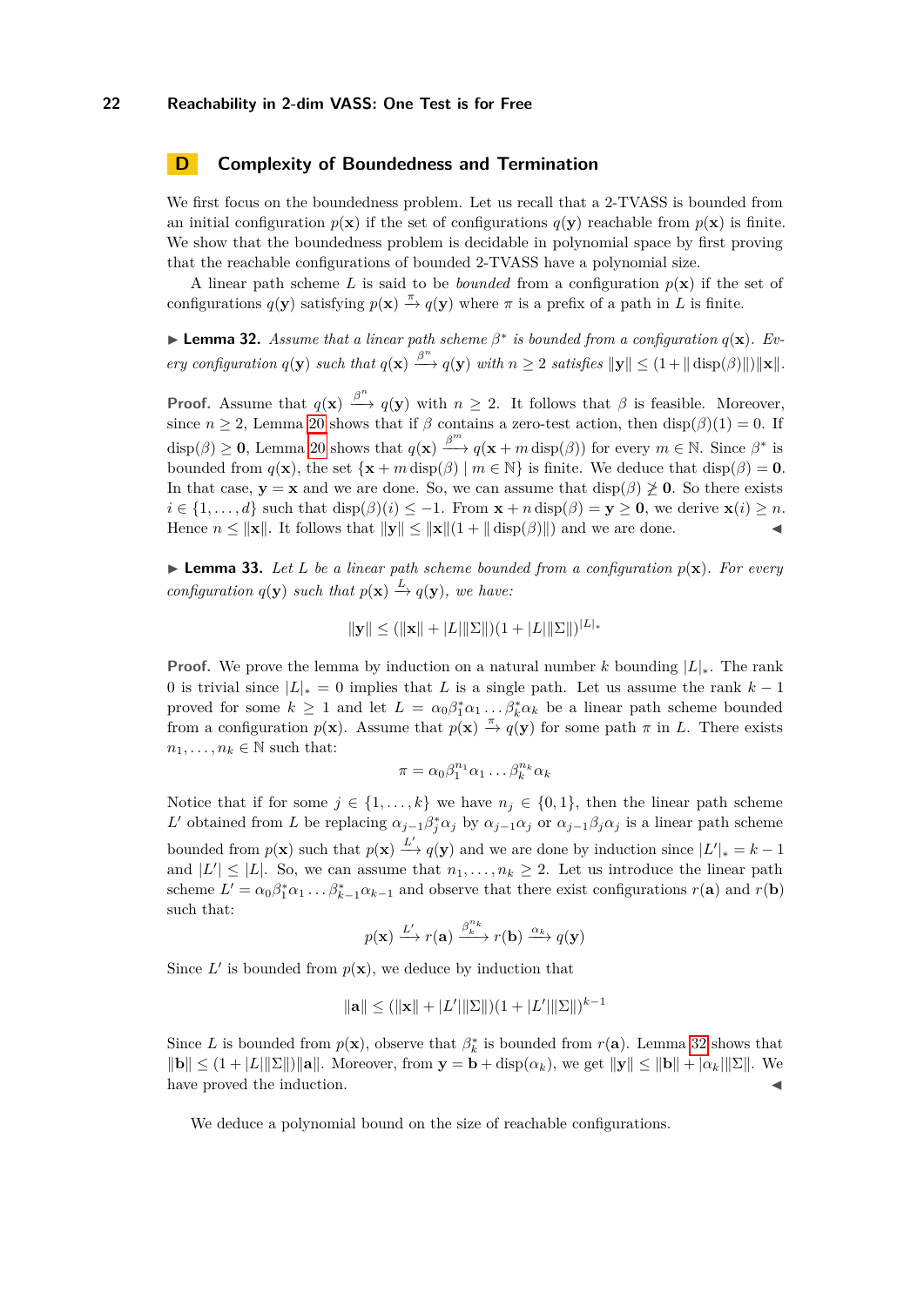## D Complexity of Boundedness and Termination

We first focus on the boundedness problem. Let us recall that a 2-TVASS is bounded from an initial configuration $p(\mathbf{x})$ if the set of configurations $q(\mathbf{y})$ reachable from $p(\mathbf{x})$ is finite. We show that the boundedness problem is decidable in polynomial space by first proving that the reachable configurations of bounded 2-TVASS have a polynomial size.

A linear path scheme $L$ is said to be *bounded* from a configuration $p(\mathbf{x})$ if the set of configurations $q(\mathbf{y})$ satisfying $p(\mathbf{x}) \xrightarrow{\pi} q(\mathbf{y})$ where $\pi$ is a prefix of a path in $L$ is finite.

▶ **Lemma 32.** *Assume that a linear path scheme $\beta^*$ is bounded from a configuration $q(\mathbf{x})$. Every configuration $q(\mathbf{y})$ such that $q(\mathbf{x}) \xrightarrow{\beta^n} q(\mathbf{y})$ with $n \geq 2$ satisfies $\|\mathbf{y}\| \leq (1 + \|\operatorname{disp}(\beta)\|)\|\mathbf{x}\|$.*

**Proof.** Assume that $q(\mathbf{x}) \xrightarrow{\beta^n} q(\mathbf{y})$ with $n \geq 2$. It follows that $\beta$ is feasible. Moreover, since $n \geq 2$, Lemma 20 shows that if $\beta$ contains a zero-test action, then $\operatorname{disp}(\beta)(1) = 0$. If $\operatorname{disp}(\beta) \geq \mathbf{0}$, Lemma 20 shows that $q(\mathbf{x}) \xrightarrow{\beta^m} q(\mathbf{x} + m\operatorname{disp}(\beta))$ for every $m \in \mathbb{N}$. Since $\beta^*$ is bounded from $q(\mathbf{x})$, the set $\{\mathbf{x} + m\operatorname{disp}(\beta) \mid m \in \mathbb{N}\}$ is finite. We deduce that $\operatorname{disp}(\beta) = \mathbf{0}$. In that case, $\mathbf{y} = \mathbf{x}$ and we are done. So, we can assume that $\operatorname{disp}(\beta) \not\geq \mathbf{0}$. So there exists $i \in \{1, \ldots, d\}$ such that $\operatorname{disp}(\beta)(i) \leq -1$. From $\mathbf{x} + n\operatorname{disp}(\beta) = \mathbf{y} \geq \mathbf{0}$, we derive $\mathbf{x}(i) \geq n$. Hence $n \leq \|\mathbf{x}\|$. It follows that $\|\mathbf{y}\| \leq \|\mathbf{x}\|(1 + \|\operatorname{disp}(\beta)\|)$ and we are done. ◀

▶ **Lemma 33.** *Let $L$ be a linear path scheme bounded from a configuration $p(\mathbf{x})$. For every configuration $q(\mathbf{y})$ such that $p(\mathbf{x}) \xrightarrow{L} q(\mathbf{y})$, we have:*

$$\|\mathbf{y}\| \leq (\|\mathbf{x}\| + |L|\|\Sigma\|)(1 + |L|\|\Sigma\|)^{|L|_*}$$

**Proof.** We prove the lemma by induction on a natural number $k$ bounding $|L|_*$. The rank 0 is trivial since $|L|_* = 0$ implies that $L$ is a single path. Let us assume the rank $k-1$ proved for some $k \geq 1$ and let $L = \alpha_0\beta_1^*\alpha_1 \ldots \beta_k^*\alpha_k$ be a linear path scheme bounded from a configuration $p(\mathbf{x})$. Assume that $p(\mathbf{x}) \xrightarrow{\pi} q(\mathbf{y})$ for some path $\pi$ in $L$. There exists $n_1, \ldots, n_k \in \mathbb{N}$ such that:

$$\pi = \alpha_0\beta_1^{n_1}\alpha_1 \ldots \beta_k^{n_k}\alpha_k$$

Notice that if for some $j \in \{1, \ldots, k\}$ we have $n_j \in \{0, 1\}$, then the linear path scheme $L'$ obtained from $L$ be replacing $\alpha_{j-1}\beta_j^*\alpha_j$ by $\alpha_{j-1}\alpha_j$ or $\alpha_{j-1}\beta_j\alpha_j$ is a linear path scheme bounded from $p(\mathbf{x})$ such that $p(\mathbf{x}) \xrightarrow{L'} q(\mathbf{y})$ and we are done by induction since $|L'|_* = k-1$ and $|L'| \leq |L|$. So, we can assume that $n_1, \ldots, n_k \geq 2$. Let us introduce the linear path scheme $L' = \alpha_0\beta_1^*\alpha_1 \ldots \beta_{k-1}^*\alpha_{k-1}$ and observe that there exist configurations $r(\mathbf{a})$ and $r(\mathbf{b})$ such that:

$$p(\mathbf{x}) \xrightarrow{L'} r(\mathbf{a}) \xrightarrow{\beta_k^{n_k}} r(\mathbf{b}) \xrightarrow{\alpha_k} q(\mathbf{y})$$

Since $L'$ is bounded from $p(\mathbf{x})$, we deduce by induction that

$$\|\mathbf{a}\| \leq (\|\mathbf{x}\| + |L'|\|\Sigma\|)(1 + |L'|\|\Sigma\|)^{k-1}$$

Since $L$ is bounded from $p(\mathbf{x})$, observe that $\beta_k^*$ is bounded from $r(\mathbf{a})$. Lemma 32 shows that $\|\mathbf{b}\| \leq (1 + |L|\|\Sigma\|)\|\mathbf{a}\|$. Moreover, from $\mathbf{y} = \mathbf{b} + \operatorname{disp}(\alpha_k)$, we get $\|\mathbf{y}\| \leq \|\mathbf{b}\| + |\alpha_k|\|\Sigma\|$. We have proved the induction. ◀

We deduce a polynomial bound on the size of reachable configurations.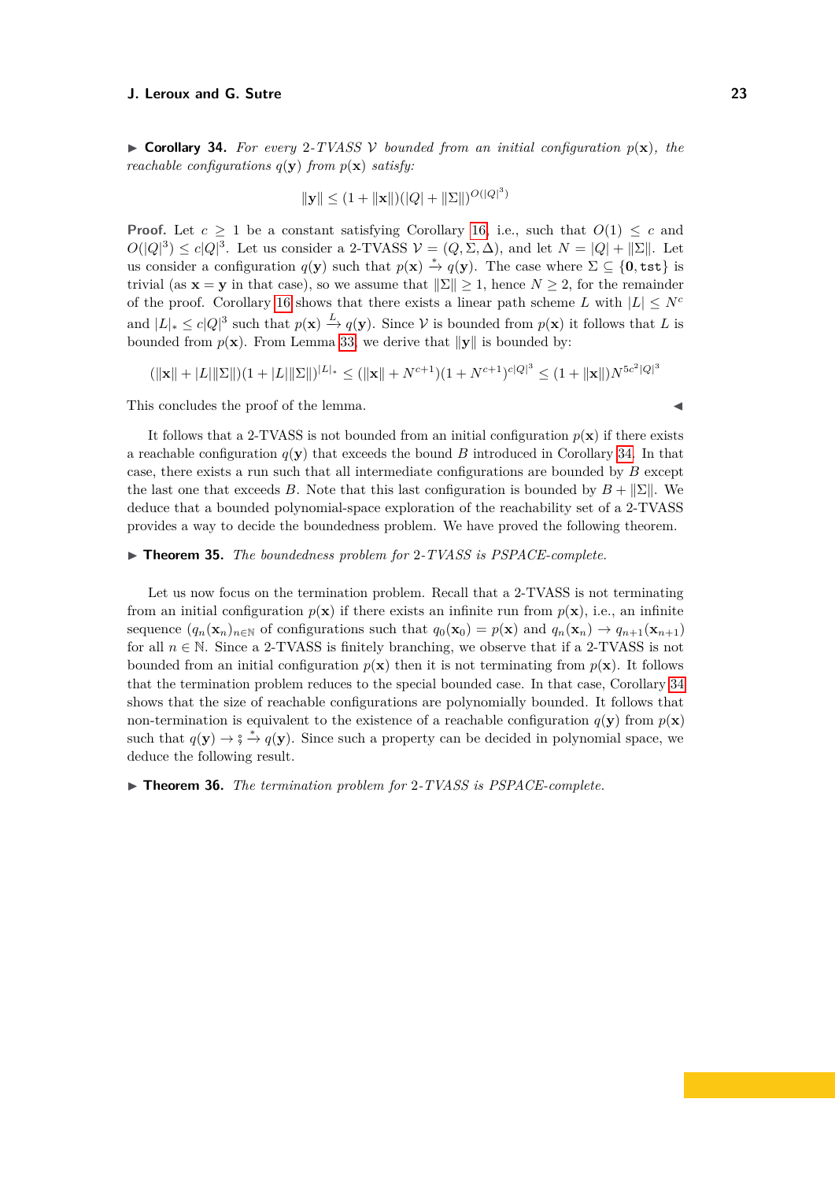▶ **Corollary 34.** *For every* 2*-TVASS* $\mathcal{V}$ *bounded from an initial configuration* $p(\mathbf{x})$*, the reachable configurations* $q(\mathbf{y})$ *from* $p(\mathbf{x})$ *satisfy:*

$$\|\mathbf{y}\| \leq (1 + \|\mathbf{x}\|)(|Q| + \|\Sigma\|)^{O(|Q|^3)}$$

**Proof.** Let $c \geq 1$ be a constant satisfying Corollary 16, i.e., such that $O(1) \leq c$ and $O(|Q|^3) \leq c|Q|^3$. Let us consider a 2-TVASS $\mathcal{V} = (Q, \Sigma, \Delta)$, and let $N = |Q| + \|\Sigma\|$. Let us consider a configuration $q(\mathbf{y})$ such that $p(\mathbf{x}) \xrightarrow{*} q(\mathbf{y})$. The case where $\Sigma \subseteq \{\mathbf{0}, \mathtt{tst}\}$ is trivial (as $\mathbf{x} = \mathbf{y}$ in that case), so we assume that $\|\Sigma\| \geq 1$, hence $N \geq 2$, for the remainder of the proof. Corollary 16 shows that there exists a linear path scheme $L$ with $|L| \leq N^c$ and $|L|_* \leq c|Q|^3$ such that $p(\mathbf{x}) \xrightarrow{L} q(\mathbf{y})$. Since $\mathcal{V}$ is bounded from $p(\mathbf{x})$ it follows that $L$ is bounded from $p(\mathbf{x})$. From Lemma 33, we derive that $\|\mathbf{y}\|$ is bounded by:

$$(\|\mathbf{x}\| + |L|\|\Sigma\|)(1 + |L|\|\Sigma\|)^{|L|_*} \leq (\|\mathbf{x}\| + N^{c+1})(1 + N^{c+1})^{c|Q|^3} \leq (1 + \|\mathbf{x}\|)N^{5c^2|Q|^3}$$

This concludes the proof of the lemma. ◀

It follows that a 2-TVASS is not bounded from an initial configuration $p(\mathbf{x})$ if there exists a reachable configuration $q(\mathbf{y})$ that exceeds the bound $B$ introduced in Corollary 34. In that case, there exists a run such that all intermediate configurations are bounded by $B$ except the last one that exceeds $B$. Note that this last configuration is bounded by $B + \|\Sigma\|$. We deduce that a bounded polynomial-space exploration of the reachability set of a 2-TVASS provides a way to decide the boundedness problem. We have proved the following theorem.

▶ **Theorem 35.** *The boundedness problem for* 2*-TVASS is PSPACE-complete.*

Let us now focus on the termination problem. Recall that a 2-TVASS is not terminating from an initial configuration $p(\mathbf{x})$ if there exists an infinite run from $p(\mathbf{x})$, i.e., an infinite sequence $(q_n(\mathbf{x}_n))_{n \in \mathbb{N}}$ of configurations such that $q_0(\mathbf{x}_0) = p(\mathbf{x})$ and $q_n(\mathbf{x}_n) \rightarrow q_{n+1}(\mathbf{x}_{n+1})$ for all $n \in \mathbb{N}$. Since a 2-TVASS is finitely branching, we observe that if a 2-TVASS is not bounded from an initial configuration $p(\mathbf{x})$ then it is not terminating from $p(\mathbf{x})$. It follows that the termination problem reduces to the special bounded case. In that case, Corollary 34 shows that the size of reachable configurations are polynomially bounded. It follows that non-termination is equivalent to the existence of a reachable configuration $q(\mathbf{y})$ from $p(\mathbf{x})$ such that $q(\mathbf{y}) \rightarrow \fatsemi \xrightarrow{*} q(\mathbf{y})$. Since such a property can be decided in polynomial space, we deduce the following result.

▶ **Theorem 36.** *The termination problem for* 2*-TVASS is PSPACE-complete.*